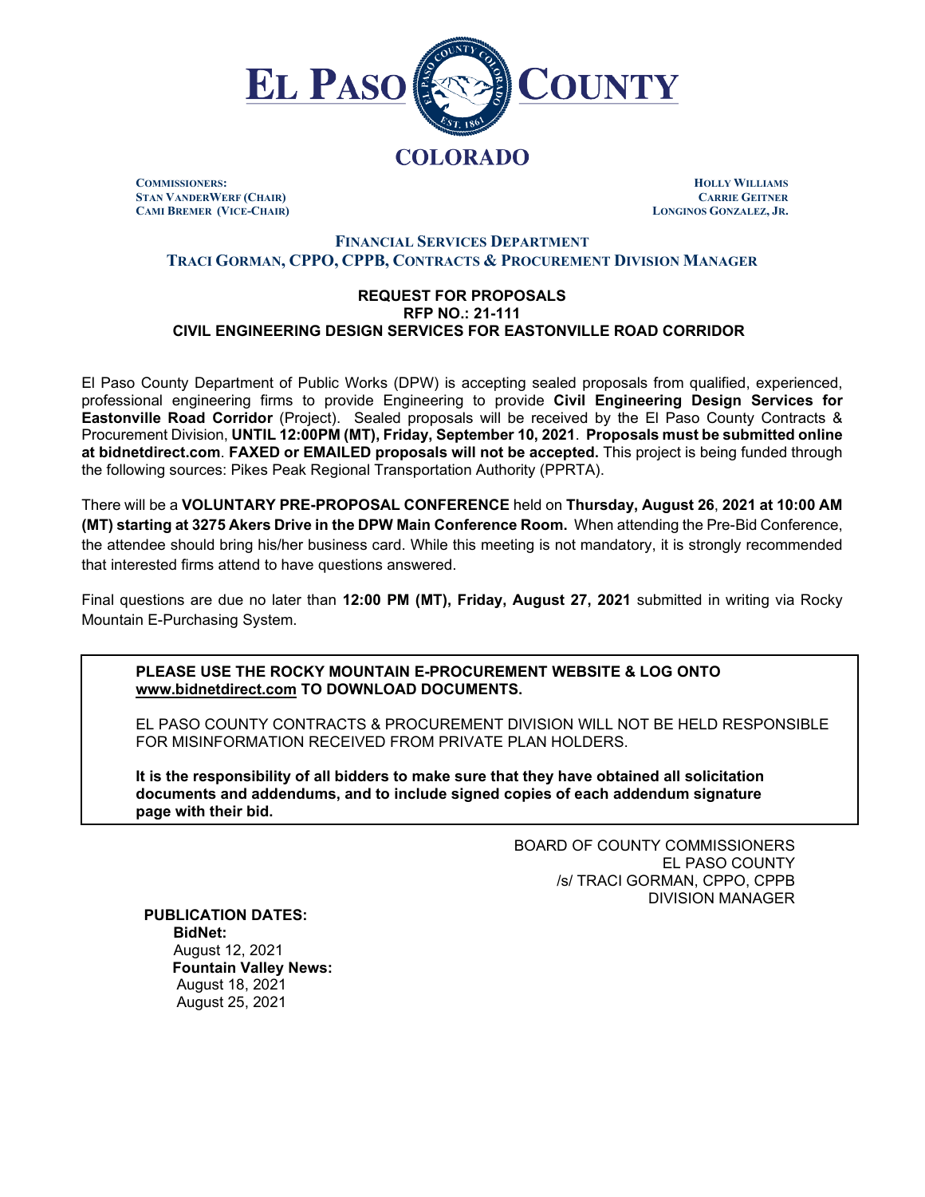# EL PASO COUNTY

## COLORADO

**COMMISSIONERS:**
**STAN VANDERWERF (CHAIR)**
**CAMI BREMER (VICE-CHAIR)**

**HOLLY WILLIAMS**
**CARRIE GEITNER**
**LONGINOS GONZALEZ, JR.**

**FINANCIAL SERVICES DEPARTMENT**
**TRACI GORMAN, CPPO, CPPB, CONTRACTS & PROCUREMENT DIVISION MANAGER**

**REQUEST FOR PROPOSALS**
**RFP NO.: 21-111**
**CIVIL ENGINEERING DESIGN SERVICES FOR EASTONVILLE ROAD CORRIDOR**

El Paso County Department of Public Works (DPW) is accepting sealed proposals from qualified, experienced, professional engineering firms to provide Engineering to provide **Civil Engineering Design Services for Eastonville Road Corridor** (Project). Sealed proposals will be received by the El Paso County Contracts & Procurement Division, **UNTIL 12:00PM (MT), Friday, September 10, 2021**. **Proposals must be submitted online at bidnetdirect.com**. **FAXED or EMAILED proposals will not be accepted.** This project is being funded through the following sources: Pikes Peak Regional Transportation Authority (PPRTA).

There will be a **VOLUNTARY PRE-PROPOSAL CONFERENCE** held on **Thursday, August 26**, **2021 at 10:00 AM (MT) starting at 3275 Akers Drive in the DPW Main Conference Room.** When attending the Pre-Bid Conference, the attendee should bring his/her business card. While this meeting is not mandatory, it is strongly recommended that interested firms attend to have questions answered.

Final questions are due no later than **12:00 PM (MT), Friday, August 27, 2021** submitted in writing via Rocky Mountain E-Purchasing System.

> **PLEASE USE THE ROCKY MOUNTAIN E-PROCUREMENT WEBSITE & LOG ONTO www.bidnetdirect.com TO DOWNLOAD DOCUMENTS.**
>
> EL PASO COUNTY CONTRACTS & PROCUREMENT DIVISION WILL NOT BE HELD RESPONSIBLE FOR MISINFORMATION RECEIVED FROM PRIVATE PLAN HOLDERS.
>
> **It is the responsibility of all bidders to make sure that they have obtained all solicitation documents and addendums, and to include signed copies of each addendum signature page with their bid.**

BOARD OF COUNTY COMMISSIONERS
EL PASO COUNTY
/s/ TRACI GORMAN, CPPO, CPPB
DIVISION MANAGER

**PUBLICATION DATES:**
**BidNet:**
August 12, 2021
**Fountain Valley News:**
August 18, 2021
August 25, 2021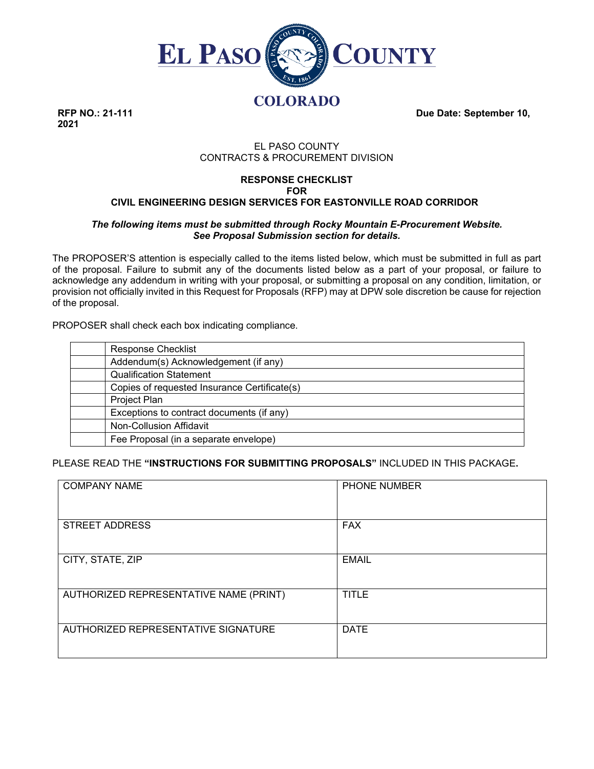# EL PASO COUNTY

## COLORADO

**RFP NO.: 21-111** **Due Date: September 10, 2021**

EL PASO COUNTY
CONTRACTS & PROCUREMENT DIVISION

**RESPONSE CHECKLIST**
**FOR**
**CIVIL ENGINEERING DESIGN SERVICES FOR EASTONVILLE ROAD CORRIDOR**

***The following items must be submitted through Rocky Mountain E-Procurement Website. See Proposal Submission section for details.***

The PROPOSER'S attention is especially called to the items listed below, which must be submitted in full as part of the proposal. Failure to submit any of the documents listed below as a part of your proposal, or failure to acknowledge any addendum in writing with your proposal, or submitting a proposal on any condition, limitation, or provision not officially invited in this Request for Proposals (RFP) may at DPW sole discretion be cause for rejection of the proposal.

PROPOSER shall check each box indicating compliance.

| | |
|---|---|
| | Response Checklist |
| | Addendum(s) Acknowledgement (if any) |
| | Qualification Statement |
| | Copies of requested Insurance Certificate(s) |
| | Project Plan |
| | Exceptions to contract documents (if any) |
| | Non-Collusion Affidavit |
| | Fee Proposal (in a separate envelope) |

PLEASE READ THE **"INSTRUCTIONS FOR SUBMITTING PROPOSALS"** INCLUDED IN THIS PACKAGE**.**

| | |
|---|---|
| COMPANY NAME | PHONE NUMBER |
| STREET ADDRESS | FAX |
| CITY, STATE, ZIP | EMAIL |
| AUTHORIZED REPRESENTATIVE NAME (PRINT) | TITLE |
| AUTHORIZED REPRESENTATIVE SIGNATURE | DATE |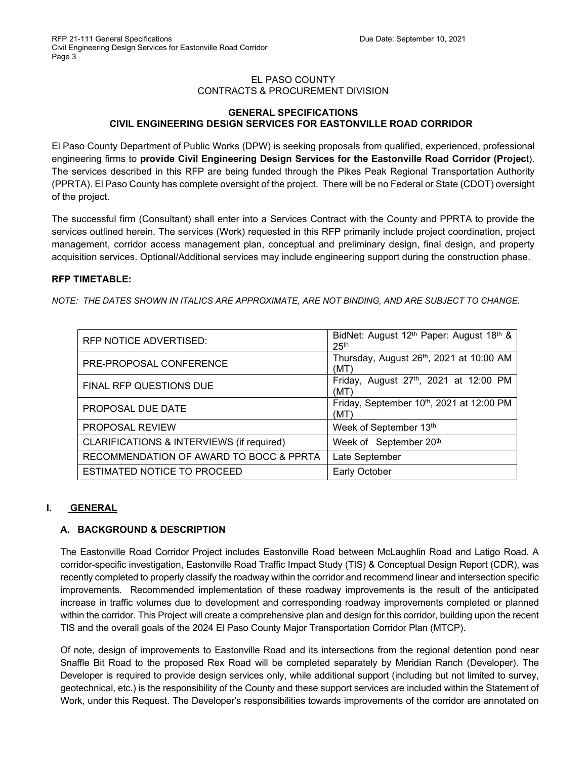EL PASO COUNTY
CONTRACTS & PROCUREMENT DIVISION

**GENERAL SPECIFICATIONS**
**CIVIL ENGINEERING DESIGN SERVICES FOR EASTONVILLE ROAD CORRIDOR**

El Paso County Department of Public Works (DPW) is seeking proposals from qualified, experienced, professional engineering firms to **provide Civil Engineering Design Services for the Eastonville Road Corridor (Projec**t). The services described in this RFP are being funded through the Pikes Peak Regional Transportation Authority (PPRTA). El Paso County has complete oversight of the project. There will be no Federal or State (CDOT) oversight of the project.

The successful firm (Consultant) shall enter into a Services Contract with the County and PPRTA to provide the services outlined herein. The services (Work) requested in this RFP primarily include project coordination, project management, corridor access management plan, conceptual and preliminary design, final design, and property acquisition services. Optional/Additional services may include engineering support during the construction phase.

**RFP TIMETABLE:**

*NOTE: THE DATES SHOWN IN ITALICS ARE APPROXIMATE, ARE NOT BINDING, AND ARE SUBJECT TO CHANGE.*

| | |
|---|---|
| RFP NOTICE ADVERTISED: | BidNet: August 12th Paper: August 18th & 25th |
| PRE-PROPOSAL CONFERENCE | Thursday, August 26th, 2021 at 10:00 AM (MT) |
| FINAL RFP QUESTIONS DUE | Friday, August 27th, 2021 at 12:00 PM (MT) |
| PROPOSAL DUE DATE | Friday, September 10th, 2021 at 12:00 PM (MT) |
| PROPOSAL REVIEW | Week of September 13th |
| CLARIFICATIONS & INTERVIEWS (if required) | Week of September 20th |
| RECOMMENDATION OF AWARD TO BOCC & PPRTA | Late September |
| ESTIMATED NOTICE TO PROCEED | Early October |

## I. GENERAL

### A. BACKGROUND & DESCRIPTION

The Eastonville Road Corridor Project includes Eastonville Road between McLaughlin Road and Latigo Road. A corridor-specific investigation, Eastonville Road Traffic Impact Study (TIS) & Conceptual Design Report (CDR), was recently completed to properly classify the roadway within the corridor and recommend linear and intersection specific improvements. Recommended implementation of these roadway improvements is the result of the anticipated increase in traffic volumes due to development and corresponding roadway improvements completed or planned within the corridor. This Project will create a comprehensive plan and design for this corridor, building upon the recent TIS and the overall goals of the 2024 El Paso County Major Transportation Corridor Plan (MTCP).

Of note, design of improvements to Eastonville Road and its intersections from the regional detention pond near Snaffle Bit Road to the proposed Rex Road will be completed separately by Meridian Ranch (Developer). The Developer is required to provide design services only, while additional support (including but not limited to survey, geotechnical, etc.) is the responsibility of the County and these support services are included within the Statement of Work, under this Request. The Developer's responsibilities towards improvements of the corridor are annotated on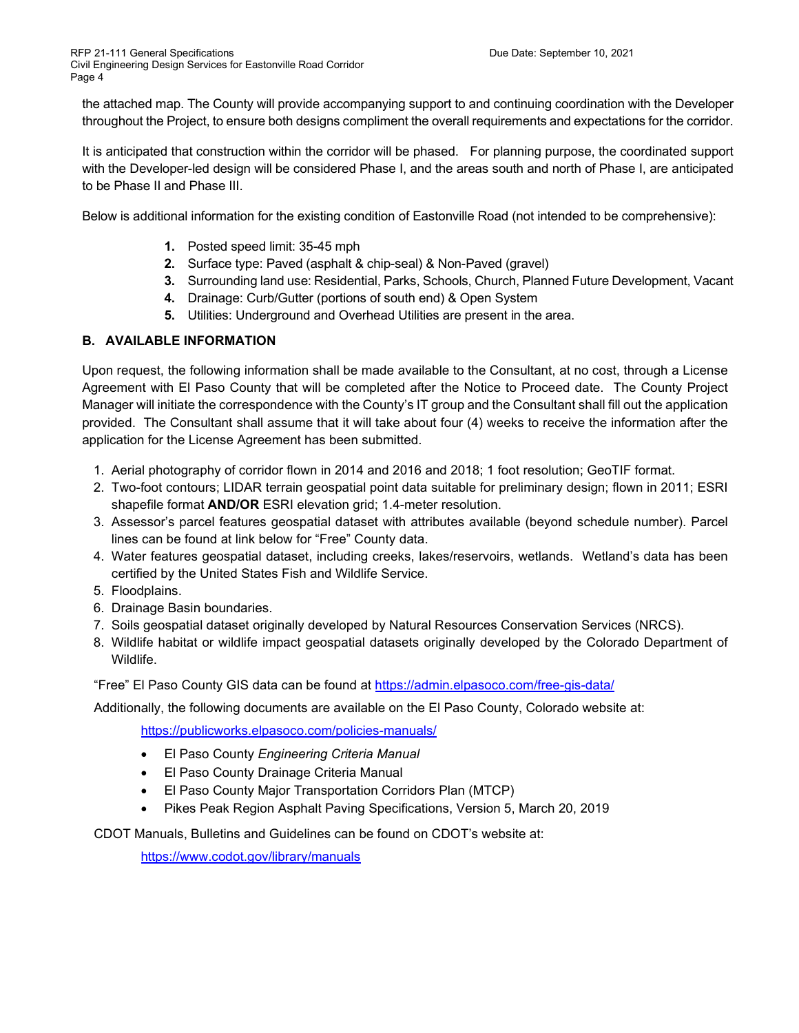the attached map. The County will provide accompanying support to and continuing coordination with the Developer throughout the Project, to ensure both designs compliment the overall requirements and expectations for the corridor.

It is anticipated that construction within the corridor will be phased. For planning purpose, the coordinated support with the Developer-led design will be considered Phase I, and the areas south and north of Phase I, are anticipated to be Phase II and Phase III.

Below is additional information for the existing condition of Eastonville Road (not intended to be comprehensive):

1. Posted speed limit: 35-45 mph
2. Surface type: Paved (asphalt & chip-seal) & Non-Paved (gravel)
3. Surrounding land use: Residential, Parks, Schools, Church, Planned Future Development, Vacant
4. Drainage: Curb/Gutter (portions of south end) & Open System
5. Utilities: Underground and Overhead Utilities are present in the area.

## B. AVAILABLE INFORMATION

Upon request, the following information shall be made available to the Consultant, at no cost, through a License Agreement with El Paso County that will be completed after the Notice to Proceed date. The County Project Manager will initiate the correspondence with the County's IT group and the Consultant shall fill out the application provided. The Consultant shall assume that it will take about four (4) weeks to receive the information after the application for the License Agreement has been submitted.

1. Aerial photography of corridor flown in 2014 and 2016 and 2018; 1 foot resolution; GeoTIF format.
2. Two-foot contours; LIDAR terrain geospatial point data suitable for preliminary design; flown in 2011; ESRI shapefile format **AND/OR** ESRI elevation grid; 1.4-meter resolution.
3. Assessor's parcel features geospatial dataset with attributes available (beyond schedule number). Parcel lines can be found at link below for "Free" County data.
4. Water features geospatial dataset, including creeks, lakes/reservoirs, wetlands. Wetland's data has been certified by the United States Fish and Wildlife Service.
5. Floodplains.
6. Drainage Basin boundaries.
7. Soils geospatial dataset originally developed by Natural Resources Conservation Services (NRCS).
8. Wildlife habitat or wildlife impact geospatial datasets originally developed by the Colorado Department of Wildlife.

"Free" El Paso County GIS data can be found at https://admin.elpasoco.com/free-gis-data/

Additionally, the following documents are available on the El Paso County, Colorado website at:

https://publicworks.elpasoco.com/policies-manuals/

- El Paso County *Engineering Criteria Manual*
- El Paso County Drainage Criteria Manual
- El Paso County Major Transportation Corridors Plan (MTCP)
- Pikes Peak Region Asphalt Paving Specifications, Version 5, March 20, 2019

CDOT Manuals, Bulletins and Guidelines can be found on CDOT's website at:

https://www.codot.gov/library/manuals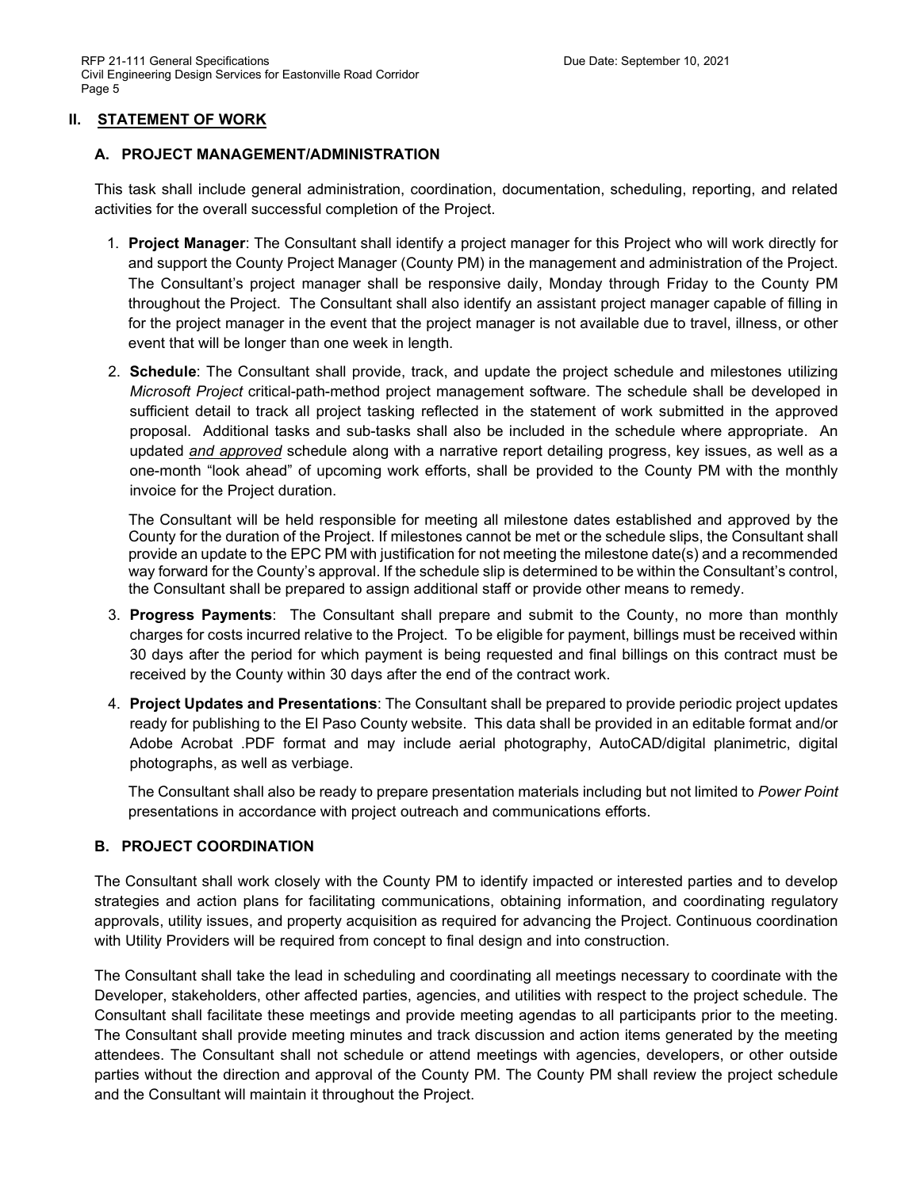## II. STATEMENT OF WORK

### A. PROJECT MANAGEMENT/ADMINISTRATION

This task shall include general administration, coordination, documentation, scheduling, reporting, and related activities for the overall successful completion of the Project.

1. **Project Manager**: The Consultant shall identify a project manager for this Project who will work directly for and support the County Project Manager (County PM) in the management and administration of the Project. The Consultant's project manager shall be responsive daily, Monday through Friday to the County PM throughout the Project. The Consultant shall also identify an assistant project manager capable of filling in for the project manager in the event that the project manager is not available due to travel, illness, or other event that will be longer than one week in length.

2. **Schedule**: The Consultant shall provide, track, and update the project schedule and milestones utilizing *Microsoft Project* critical-path-method project management software. The schedule shall be developed in sufficient detail to track all project tasking reflected in the statement of work submitted in the approved proposal. Additional tasks and sub-tasks shall also be included in the schedule where appropriate. An updated ***and approved*** schedule along with a narrative report detailing progress, key issues, as well as a one-month "look ahead" of upcoming work efforts, shall be provided to the County PM with the monthly invoice for the Project duration.

   The Consultant will be held responsible for meeting all milestone dates established and approved by the County for the duration of the Project. If milestones cannot be met or the schedule slips, the Consultant shall provide an update to the EPC PM with justification for not meeting the milestone date(s) and a recommended way forward for the County's approval. If the schedule slip is determined to be within the Consultant's control, the Consultant shall be prepared to assign additional staff or provide other means to remedy.

3. **Progress Payments**: The Consultant shall prepare and submit to the County, no more than monthly charges for costs incurred relative to the Project. To be eligible for payment, billings must be received within 30 days after the period for which payment is being requested and final billings on this contract must be received by the County within 30 days after the end of the contract work.

4. **Project Updates and Presentations**: The Consultant shall be prepared to provide periodic project updates ready for publishing to the El Paso County website. This data shall be provided in an editable format and/or Adobe Acrobat .PDF format and may include aerial photography, AutoCAD/digital planimetric, digital photographs, as well as verbiage.

   The Consultant shall also be ready to prepare presentation materials including but not limited to *Power Point* presentations in accordance with project outreach and communications efforts.

### B. PROJECT COORDINATION

The Consultant shall work closely with the County PM to identify impacted or interested parties and to develop strategies and action plans for facilitating communications, obtaining information, and coordinating regulatory approvals, utility issues, and property acquisition as required for advancing the Project. Continuous coordination with Utility Providers will be required from concept to final design and into construction.

The Consultant shall take the lead in scheduling and coordinating all meetings necessary to coordinate with the Developer, stakeholders, other affected parties, agencies, and utilities with respect to the project schedule. The Consultant shall facilitate these meetings and provide meeting agendas to all participants prior to the meeting. The Consultant shall provide meeting minutes and track discussion and action items generated by the meeting attendees. The Consultant shall not schedule or attend meetings with agencies, developers, or other outside parties without the direction and approval of the County PM. The County PM shall review the project schedule and the Consultant will maintain it throughout the Project.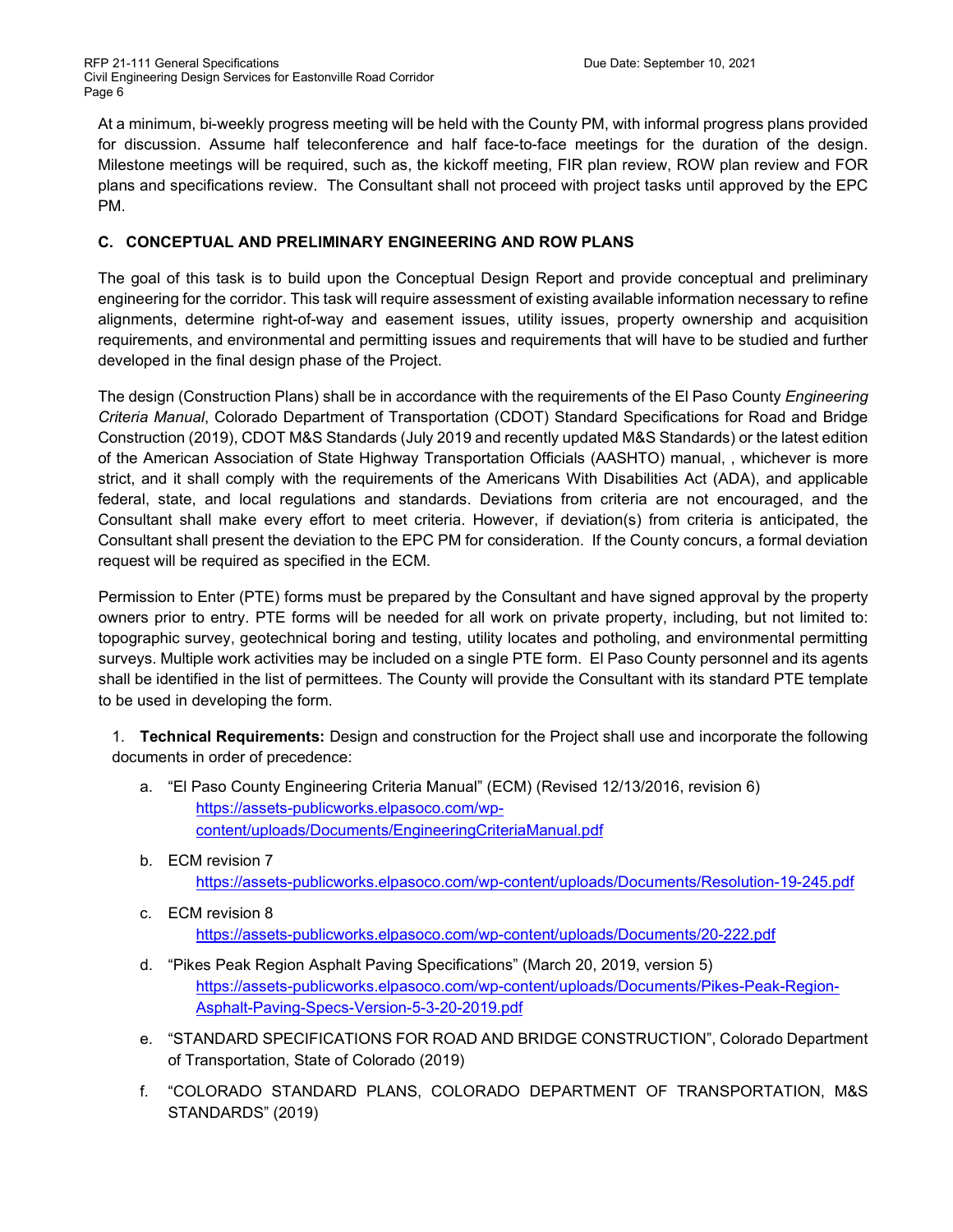At a minimum, bi-weekly progress meeting will be held with the County PM, with informal progress plans provided for discussion. Assume half teleconference and half face-to-face meetings for the duration of the design. Milestone meetings will be required, such as, the kickoff meeting, FIR plan review, ROW plan review and FOR plans and specifications review. The Consultant shall not proceed with project tasks until approved by the EPC PM.

## C. CONCEPTUAL AND PRELIMINARY ENGINEERING AND ROW PLANS

The goal of this task is to build upon the Conceptual Design Report and provide conceptual and preliminary engineering for the corridor. This task will require assessment of existing available information necessary to refine alignments, determine right-of-way and easement issues, utility issues, property ownership and acquisition requirements, and environmental and permitting issues and requirements that will have to be studied and further developed in the final design phase of the Project.

The design (Construction Plans) shall be in accordance with the requirements of the El Paso County *Engineering Criteria Manual*, Colorado Department of Transportation (CDOT) Standard Specifications for Road and Bridge Construction (2019), CDOT M&S Standards (July 2019 and recently updated M&S Standards) or the latest edition of the American Association of State Highway Transportation Officials (AASHTO) manual, , whichever is more strict, and it shall comply with the requirements of the Americans With Disabilities Act (ADA), and applicable federal, state, and local regulations and standards. Deviations from criteria are not encouraged, and the Consultant shall make every effort to meet criteria. However, if deviation(s) from criteria is anticipated, the Consultant shall present the deviation to the EPC PM for consideration. If the County concurs, a formal deviation request will be required as specified in the ECM.

Permission to Enter (PTE) forms must be prepared by the Consultant and have signed approval by the property owners prior to entry. PTE forms will be needed for all work on private property, including, but not limited to: topographic survey, geotechnical boring and testing, utility locates and potholing, and environmental permitting surveys. Multiple work activities may be included on a single PTE form. El Paso County personnel and its agents shall be identified in the list of permittees. The County will provide the Consultant with its standard PTE template to be used in developing the form.

1. **Technical Requirements:** Design and construction for the Project shall use and incorporate the following documents in order of precedence:

   a. "El Paso County Engineering Criteria Manual" (ECM) (Revised 12/13/2016, revision 6) https://assets-publicworks.elpasoco.com/wp-content/uploads/Documents/EngineeringCriteriaManual.pdf

   b. ECM revision 7 https://assets-publicworks.elpasoco.com/wp-content/uploads/Documents/Resolution-19-245.pdf

   c. ECM revision 8 https://assets-publicworks.elpasoco.com/wp-content/uploads/Documents/20-222.pdf

   d. "Pikes Peak Region Asphalt Paving Specifications" (March 20, 2019, version 5) https://assets-publicworks.elpasoco.com/wp-content/uploads/Documents/Pikes-Peak-Region-Asphalt-Paving-Specs-Version-5-3-20-2019.pdf

   e. "STANDARD SPECIFICATIONS FOR ROAD AND BRIDGE CONSTRUCTION", Colorado Department of Transportation, State of Colorado (2019)

   f. "COLORADO STANDARD PLANS, COLORADO DEPARTMENT OF TRANSPORTATION, M&S STANDARDS" (2019)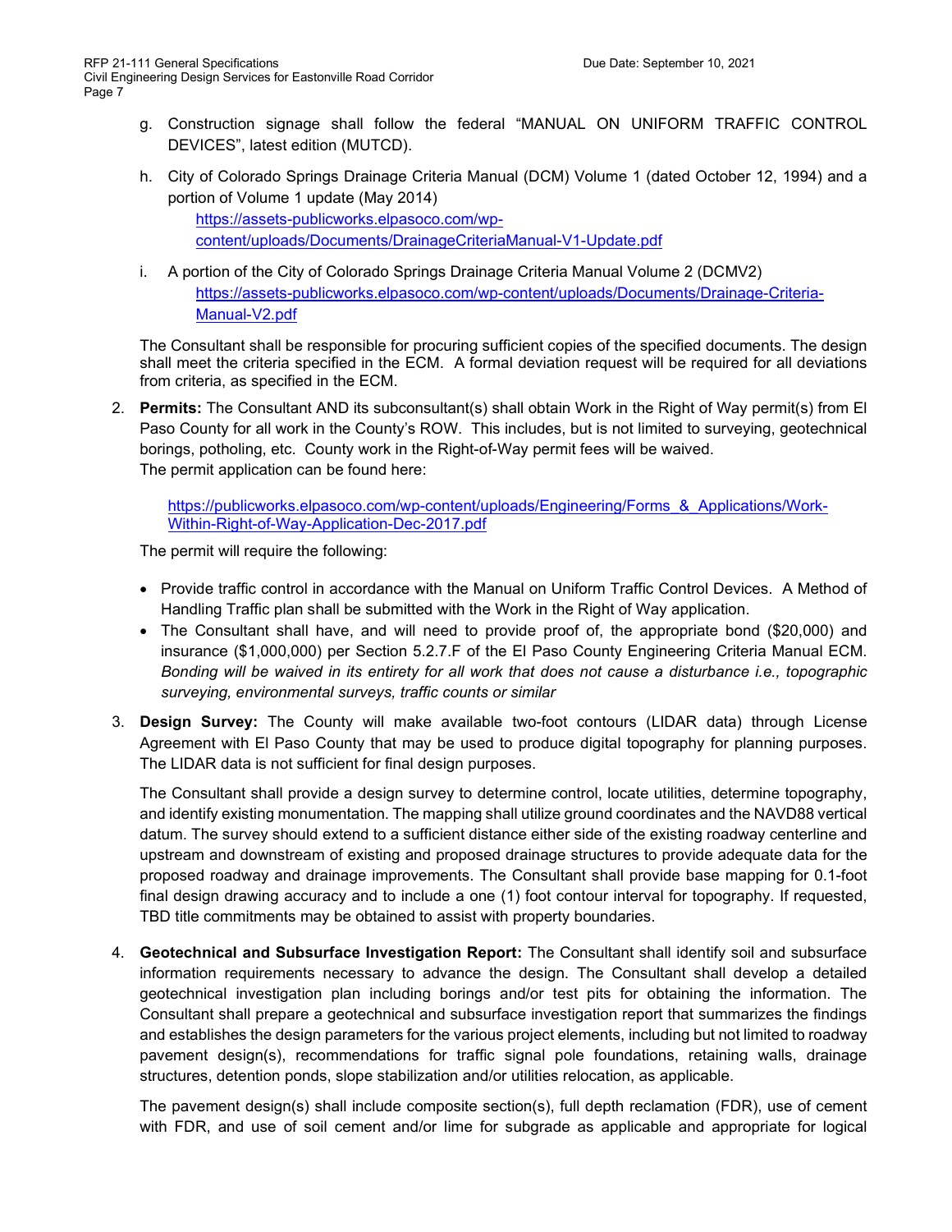g. Construction signage shall follow the federal "MANUAL ON UNIFORM TRAFFIC CONTROL DEVICES", latest edition (MUTCD).

h. City of Colorado Springs Drainage Criteria Manual (DCM) Volume 1 (dated October 12, 1994) and a portion of Volume 1 update (May 2014)
   https://assets-publicworks.elpasoco.com/wp-content/uploads/Documents/DrainageCriteriaManual-V1-Update.pdf

i. A portion of the City of Colorado Springs Drainage Criteria Manual Volume 2 (DCMV2)
   https://assets-publicworks.elpasoco.com/wp-content/uploads/Documents/Drainage-Criteria-Manual-V2.pdf

The Consultant shall be responsible for procuring sufficient copies of the specified documents. The design shall meet the criteria specified in the ECM. A formal deviation request will be required for all deviations from criteria, as specified in the ECM.

2. **Permits:** The Consultant AND its subconsultant(s) shall obtain Work in the Right of Way permit(s) from El Paso County for all work in the County's ROW. This includes, but is not limited to surveying, geotechnical borings, potholing, etc. County work in the Right-of-Way permit fees will be waived.
   The permit application can be found here:

   https://publicworks.elpasoco.com/wp-content/uploads/Engineering/Forms_&_Applications/Work-Within-Right-of-Way-Application-Dec-2017.pdf

   The permit will require the following:

   - Provide traffic control in accordance with the Manual on Uniform Traffic Control Devices. A Method of Handling Traffic plan shall be submitted with the Work in the Right of Way application.
   - The Consultant shall have, and will need to provide proof of, the appropriate bond ($20,000) and insurance ($1,000,000) per Section 5.2.7.F of the El Paso County Engineering Criteria Manual ECM. *Bonding will be waived in its entirety for all work that does not cause a disturbance i.e., topographic surveying, environmental surveys, traffic counts or similar*

3. **Design Survey:** The County will make available two-foot contours (LIDAR data) through License Agreement with El Paso County that may be used to produce digital topography for planning purposes. The LIDAR data is not sufficient for final design purposes.

   The Consultant shall provide a design survey to determine control, locate utilities, determine topography, and identify existing monumentation. The mapping shall utilize ground coordinates and the NAVD88 vertical datum. The survey should extend to a sufficient distance either side of the existing roadway centerline and upstream and downstream of existing and proposed drainage structures to provide adequate data for the proposed roadway and drainage improvements. The Consultant shall provide base mapping for 0.1-foot final design drawing accuracy and to include a one (1) foot contour interval for topography. If requested, TBD title commitments may be obtained to assist with property boundaries.

4. **Geotechnical and Subsurface Investigation Report:** The Consultant shall identify soil and subsurface information requirements necessary to advance the design. The Consultant shall develop a detailed geotechnical investigation plan including borings and/or test pits for obtaining the information. The Consultant shall prepare a geotechnical and subsurface investigation report that summarizes the findings and establishes the design parameters for the various project elements, including but not limited to roadway pavement design(s), recommendations for traffic signal pole foundations, retaining walls, drainage structures, detention ponds, slope stabilization and/or utilities relocation, as applicable.

   The pavement design(s) shall include composite section(s), full depth reclamation (FDR), use of cement with FDR, and use of soil cement and/or lime for subgrade as applicable and appropriate for logical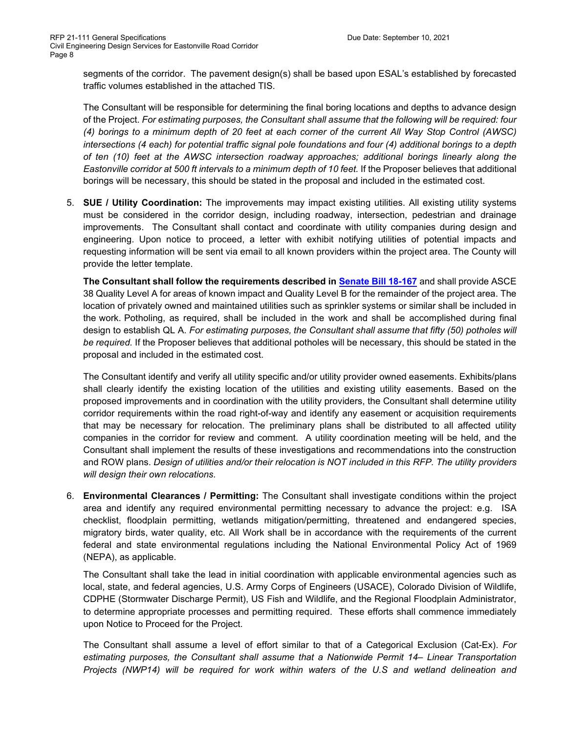segments of the corridor. The pavement design(s) shall be based upon ESAL's established by forecasted traffic volumes established in the attached TIS.

The Consultant will be responsible for determining the final boring locations and depths to advance design of the Project. *For estimating purposes, the Consultant shall assume that the following will be required: four (4) borings to a minimum depth of 20 feet at each corner of the current All Way Stop Control (AWSC) intersections (4 each) for potential traffic signal pole foundations and four (4) additional borings to a depth of ten (10) feet at the AWSC intersection roadway approaches; additional borings linearly along the Eastonville corridor at 500 ft intervals to a minimum depth of 10 feet.* If the Proposer believes that additional borings will be necessary, this should be stated in the proposal and included in the estimated cost.

5. **SUE / Utility Coordination:** The improvements may impact existing utilities. All existing utility systems must be considered in the corridor design, including roadway, intersection, pedestrian and drainage improvements. The Consultant shall contact and coordinate with utility companies during design and engineering. Upon notice to proceed, a letter with exhibit notifying utilities of potential impacts and requesting information will be sent via email to all known providers within the project area. The County will provide the letter template.

   **The Consultant shall follow the requirements described in Senate Bill 18-167** and shall provide ASCE 38 Quality Level A for areas of known impact and Quality Level B for the remainder of the project area. The location of privately owned and maintained utilities such as sprinkler systems or similar shall be included in the work. Potholing, as required, shall be included in the work and shall be accomplished during final design to establish QL A. *For estimating purposes, the Consultant shall assume that fifty (50) potholes will be required.* If the Proposer believes that additional potholes will be necessary, this should be stated in the proposal and included in the estimated cost.

   The Consultant identify and verify all utility specific and/or utility provider owned easements. Exhibits/plans shall clearly identify the existing location of the utilities and existing utility easements. Based on the proposed improvements and in coordination with the utility providers, the Consultant shall determine utility corridor requirements within the road right-of-way and identify any easement or acquisition requirements that may be necessary for relocation. The preliminary plans shall be distributed to all affected utility companies in the corridor for review and comment. A utility coordination meeting will be held, and the Consultant shall implement the results of these investigations and recommendations into the construction and ROW plans. *Design of utilities and/or their relocation is NOT included in this RFP. The utility providers will design their own relocations.*

6. **Environmental Clearances / Permitting:** The Consultant shall investigate conditions within the project area and identify any required environmental permitting necessary to advance the project: e.g. ISA checklist, floodplain permitting, wetlands mitigation/permitting, threatened and endangered species, migratory birds, water quality, etc. All Work shall be in accordance with the requirements of the current federal and state environmental regulations including the National Environmental Policy Act of 1969 (NEPA), as applicable.

   The Consultant shall take the lead in initial coordination with applicable environmental agencies such as local, state, and federal agencies, U.S. Army Corps of Engineers (USACE), Colorado Division of Wildlife, CDPHE (Stormwater Discharge Permit), US Fish and Wildlife, and the Regional Floodplain Administrator, to determine appropriate processes and permitting required. These efforts shall commence immediately upon Notice to Proceed for the Project.

   The Consultant shall assume a level of effort similar to that of a Categorical Exclusion (Cat-Ex). *For estimating purposes, the Consultant shall assume that a Nationwide Permit 14– Linear Transportation Projects (NWP14) will be required for work within waters of the U.S and wetland delineation and*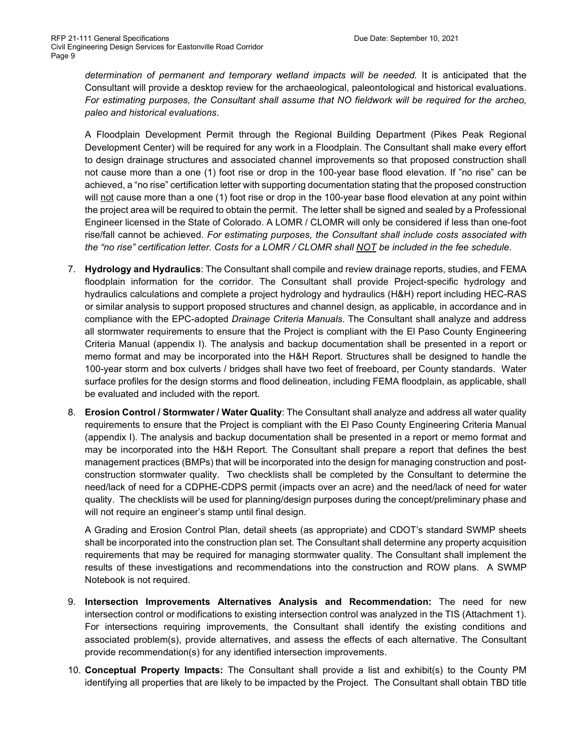*determination of permanent and temporary wetland impacts will be needed.* It is anticipated that the Consultant will provide a desktop review for the archaeological, paleontological and historical evaluations. *For estimating purposes, the Consultant shall assume that NO fieldwork will be required for the archeo, paleo and historical evaluations*.

A Floodplain Development Permit through the Regional Building Department (Pikes Peak Regional Development Center) will be required for any work in a Floodplain. The Consultant shall make every effort to design drainage structures and associated channel improvements so that proposed construction shall not cause more than a one (1) foot rise or drop in the 100-year base flood elevation. If "no rise" can be achieved, a "no rise" certification letter with supporting documentation stating that the proposed construction will not cause more than a one (1) foot rise or drop in the 100-year base flood elevation at any point within the project area will be required to obtain the permit. The letter shall be signed and sealed by a Professional Engineer licensed in the State of Colorado. A LOMR / CLOMR will only be considered if less than one-foot rise/fall cannot be achieved. *For estimating purposes, the Consultant shall include costs associated with the "no rise" certification letter. Costs for a LOMR / CLOMR shall NOT be included in the fee schedule.*

7. **Hydrology and Hydraulics**: The Consultant shall compile and review drainage reports, studies, and FEMA floodplain information for the corridor. The Consultant shall provide Project-specific hydrology and hydraulics calculations and complete a project hydrology and hydraulics (H&H) report including HEC-RAS or similar analysis to support proposed structures and channel design, as applicable, in accordance and in compliance with the EPC-adopted *Drainage Criteria Manuals*. The Consultant shall analyze and address all stormwater requirements to ensure that the Project is compliant with the El Paso County Engineering Criteria Manual (appendix I). The analysis and backup documentation shall be presented in a report or memo format and may be incorporated into the H&H Report. Structures shall be designed to handle the 100-year storm and box culverts / bridges shall have two feet of freeboard, per County standards. Water surface profiles for the design storms and flood delineation, including FEMA floodplain, as applicable, shall be evaluated and included with the report.

8. **Erosion Control / Stormwater / Water Quality**: The Consultant shall analyze and address all water quality requirements to ensure that the Project is compliant with the El Paso County Engineering Criteria Manual (appendix I). The analysis and backup documentation shall be presented in a report or memo format and may be incorporated into the H&H Report. The Consultant shall prepare a report that defines the best management practices (BMPs) that will be incorporated into the design for managing construction and post-construction stormwater quality. Two checklists shall be completed by the Consultant to determine the need/lack of need for a CDPHE-CDPS permit (impacts over an acre) and the need/lack of need for water quality. The checklists will be used for planning/design purposes during the concept/preliminary phase and will not require an engineer's stamp until final design.

   A Grading and Erosion Control Plan, detail sheets (as appropriate) and CDOT's standard SWMP sheets shall be incorporated into the construction plan set. The Consultant shall determine any property acquisition requirements that may be required for managing stormwater quality. The Consultant shall implement the results of these investigations and recommendations into the construction and ROW plans. A SWMP Notebook is not required.

9. **Intersection Improvements Alternatives Analysis and Recommendation:** The need for new intersection control or modifications to existing intersection control was analyzed in the TIS (Attachment 1). For intersections requiring improvements, the Consultant shall identify the existing conditions and associated problem(s), provide alternatives, and assess the effects of each alternative. The Consultant provide recommendation(s) for any identified intersection improvements.

10. **Conceptual Property Impacts:** The Consultant shall provide a list and exhibit(s) to the County PM identifying all properties that are likely to be impacted by the Project. The Consultant shall obtain TBD title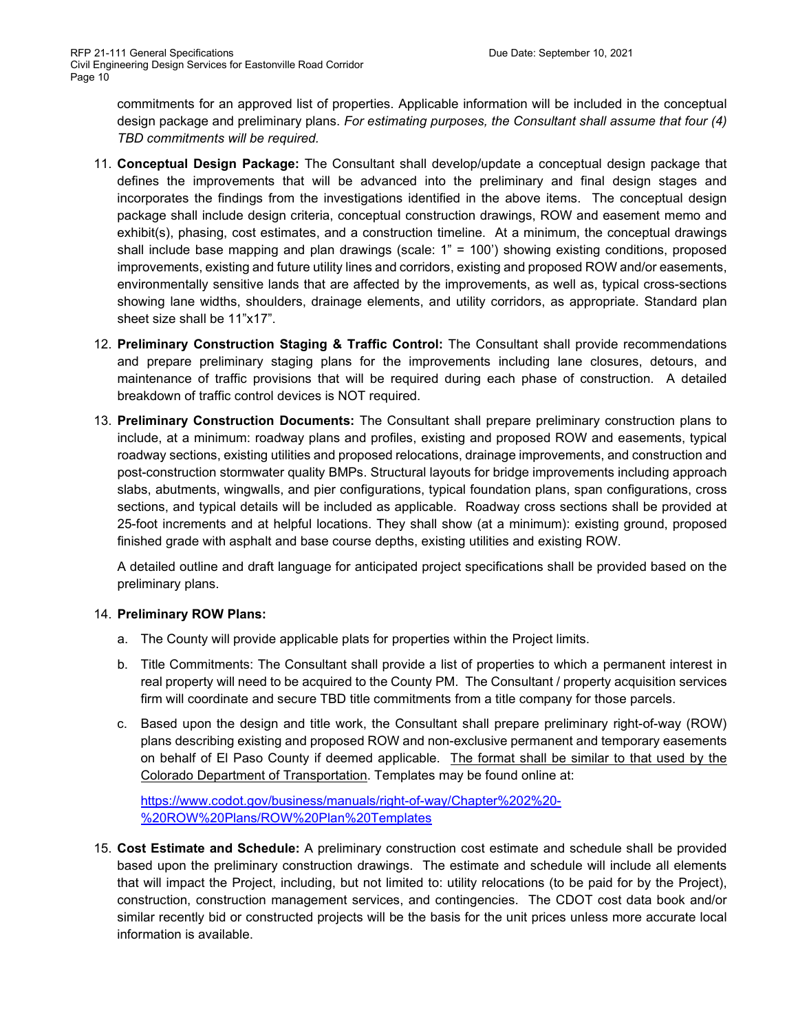commitments for an approved list of properties. Applicable information will be included in the conceptual design package and preliminary plans. *For estimating purposes, the Consultant shall assume that four (4) TBD commitments will be required.*

11. **Conceptual Design Package:** The Consultant shall develop/update a conceptual design package that defines the improvements that will be advanced into the preliminary and final design stages and incorporates the findings from the investigations identified in the above items. The conceptual design package shall include design criteria, conceptual construction drawings, ROW and easement memo and exhibit(s), phasing, cost estimates, and a construction timeline. At a minimum, the conceptual drawings shall include base mapping and plan drawings (scale: 1" = 100') showing existing conditions, proposed improvements, existing and future utility lines and corridors, existing and proposed ROW and/or easements, environmentally sensitive lands that are affected by the improvements, as well as, typical cross-sections showing lane widths, shoulders, drainage elements, and utility corridors, as appropriate. Standard plan sheet size shall be 11"x17".

12. **Preliminary Construction Staging & Traffic Control:** The Consultant shall provide recommendations and prepare preliminary staging plans for the improvements including lane closures, detours, and maintenance of traffic provisions that will be required during each phase of construction. A detailed breakdown of traffic control devices is NOT required.

13. **Preliminary Construction Documents:** The Consultant shall prepare preliminary construction plans to include, at a minimum: roadway plans and profiles, existing and proposed ROW and easements, typical roadway sections, existing utilities and proposed relocations, drainage improvements, and construction and post-construction stormwater quality BMPs. Structural layouts for bridge improvements including approach slabs, abutments, wingwalls, and pier configurations, typical foundation plans, span configurations, cross sections, and typical details will be included as applicable. Roadway cross sections shall be provided at 25-foot increments and at helpful locations. They shall show (at a minimum): existing ground, proposed finished grade with asphalt and base course depths, existing utilities and existing ROW.

    A detailed outline and draft language for anticipated project specifications shall be provided based on the preliminary plans.

14. **Preliminary ROW Plans:**

    a. The County will provide applicable plats for properties within the Project limits.

    b. Title Commitments: The Consultant shall provide a list of properties to which a permanent interest in real property will need to be acquired to the County PM. The Consultant / property acquisition services firm will coordinate and secure TBD title commitments from a title company for those parcels.

    c. Based upon the design and title work, the Consultant shall prepare preliminary right-of-way (ROW) plans describing existing and proposed ROW and non-exclusive permanent and temporary easements on behalf of El Paso County if deemed applicable. <u>The format shall be similar to that used by the Colorado Department of Transportation</u>. Templates may be found online at:

    [https://www.codot.gov/business/manuals/right-of-way/Chapter%202%20-%20ROW%20Plans/ROW%20Plan%20Templates](https://www.codot.gov/business/manuals/right-of-way/Chapter%202%20-%20ROW%20Plans/ROW%20Plan%20Templates)

15. **Cost Estimate and Schedule:** A preliminary construction cost estimate and schedule shall be provided based upon the preliminary construction drawings. The estimate and schedule will include all elements that will impact the Project, including, but not limited to: utility relocations (to be paid for by the Project), construction, construction management services, and contingencies. The CDOT cost data book and/or similar recently bid or constructed projects will be the basis for the unit prices unless more accurate local information is available.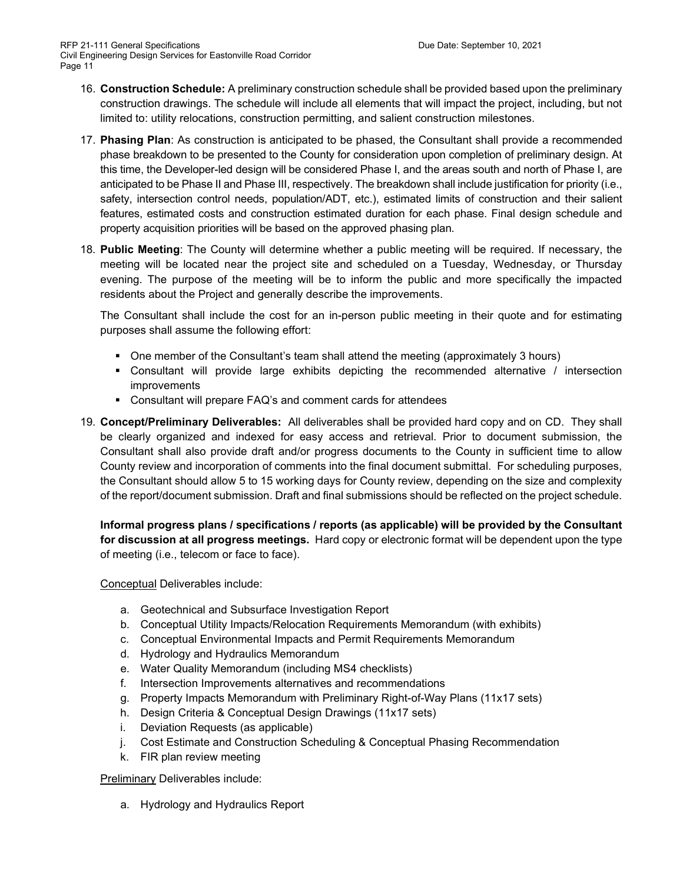16. **Construction Schedule:** A preliminary construction schedule shall be provided based upon the preliminary construction drawings. The schedule will include all elements that will impact the project, including, but not limited to: utility relocations, construction permitting, and salient construction milestones.

17. **Phasing Plan**: As construction is anticipated to be phased, the Consultant shall provide a recommended phase breakdown to be presented to the County for consideration upon completion of preliminary design. At this time, the Developer-led design will be considered Phase I, and the areas south and north of Phase I, are anticipated to be Phase II and Phase III, respectively. The breakdown shall include justification for priority (i.e., safety, intersection control needs, population/ADT, etc.), estimated limits of construction and their salient features, estimated costs and construction estimated duration for each phase. Final design schedule and property acquisition priorities will be based on the approved phasing plan.

18. **Public Meeting**: The County will determine whether a public meeting will be required. If necessary, the meeting will be located near the project site and scheduled on a Tuesday, Wednesday, or Thursday evening. The purpose of the meeting will be to inform the public and more specifically the impacted residents about the Project and generally describe the improvements.

    The Consultant shall include the cost for an in-person public meeting in their quote and for estimating purposes shall assume the following effort:

    - One member of the Consultant's team shall attend the meeting (approximately 3 hours)
    - Consultant will provide large exhibits depicting the recommended alternative / intersection improvements
    - Consultant will prepare FAQ's and comment cards for attendees

19. **Concept/Preliminary Deliverables:** All deliverables shall be provided hard copy and on CD. They shall be clearly organized and indexed for easy access and retrieval. Prior to document submission, the Consultant shall also provide draft and/or progress documents to the County in sufficient time to allow County review and incorporation of comments into the final document submittal. For scheduling purposes, the Consultant should allow 5 to 15 working days for County review, depending on the size and complexity of the report/document submission. Draft and final submissions should be reflected on the project schedule.

    **Informal progress plans / specifications / reports (as applicable) will be provided by the Consultant for discussion at all progress meetings.** Hard copy or electronic format will be dependent upon the type of meeting (i.e., telecom or face to face).

    Conceptual Deliverables include:

    a. Geotechnical and Subsurface Investigation Report
    b. Conceptual Utility Impacts/Relocation Requirements Memorandum (with exhibits)
    c. Conceptual Environmental Impacts and Permit Requirements Memorandum
    d. Hydrology and Hydraulics Memorandum
    e. Water Quality Memorandum (including MS4 checklists)
    f. Intersection Improvements alternatives and recommendations
    g. Property Impacts Memorandum with Preliminary Right-of-Way Plans (11x17 sets)
    h. Design Criteria & Conceptual Design Drawings (11x17 sets)
    i. Deviation Requests (as applicable)
    j. Cost Estimate and Construction Scheduling & Conceptual Phasing Recommendation
    k. FIR plan review meeting

    Preliminary Deliverables include:

    a. Hydrology and Hydraulics Report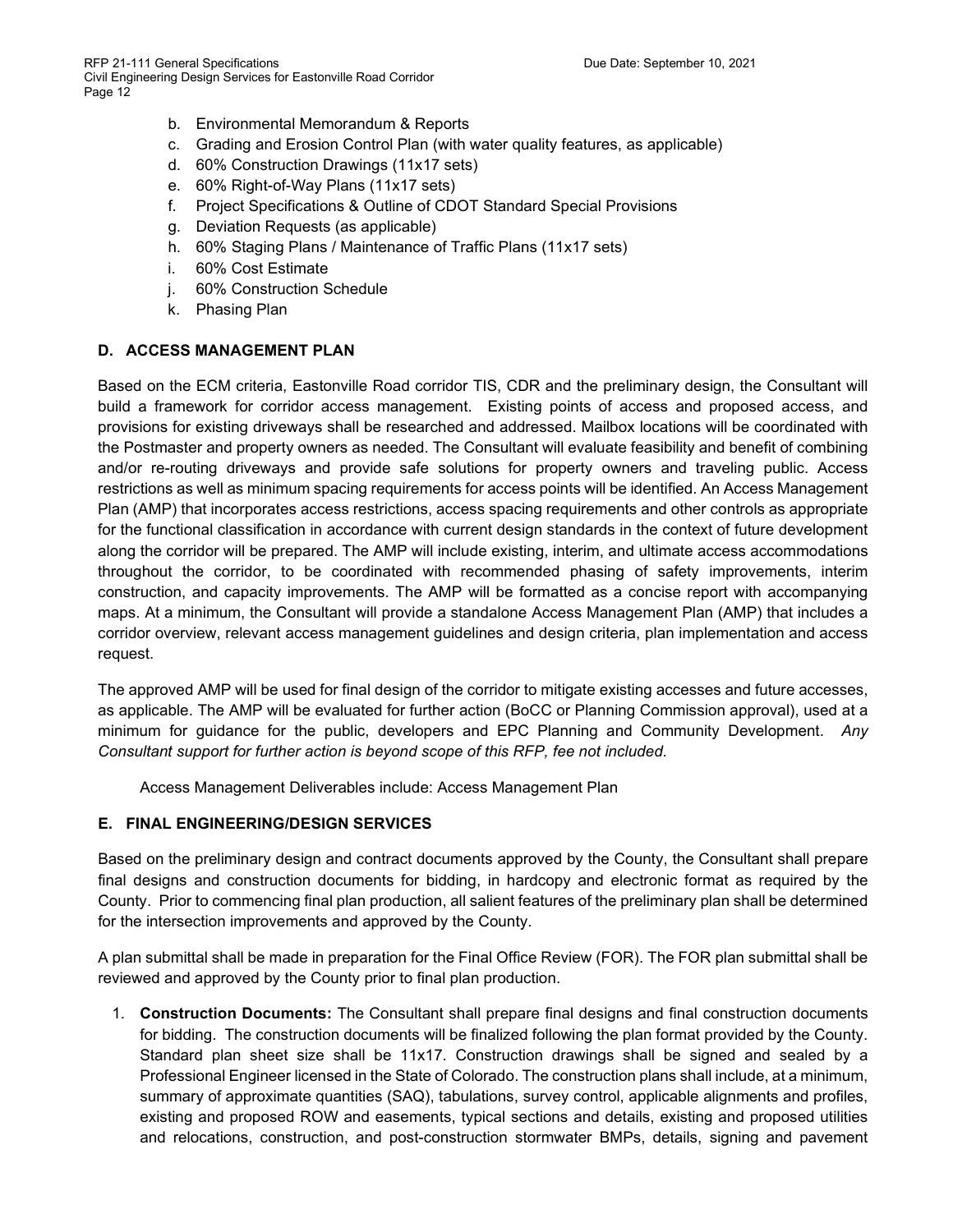b. Environmental Memorandum & Reports
c. Grading and Erosion Control Plan (with water quality features, as applicable)
d. 60% Construction Drawings (11x17 sets)
e. 60% Right-of-Way Plans (11x17 sets)
f. Project Specifications & Outline of CDOT Standard Special Provisions
g. Deviation Requests (as applicable)
h. 60% Staging Plans / Maintenance of Traffic Plans (11x17 sets)
i. 60% Cost Estimate
j. 60% Construction Schedule
k. Phasing Plan

### D. ACCESS MANAGEMENT PLAN

Based on the ECM criteria, Eastonville Road corridor TIS, CDR and the preliminary design, the Consultant will build a framework for corridor access management. Existing points of access and proposed access, and provisions for existing driveways shall be researched and addressed. Mailbox locations will be coordinated with the Postmaster and property owners as needed. The Consultant will evaluate feasibility and benefit of combining and/or re-routing driveways and provide safe solutions for property owners and traveling public. Access restrictions as well as minimum spacing requirements for access points will be identified. An Access Management Plan (AMP) that incorporates access restrictions, access spacing requirements and other controls as appropriate for the functional classification in accordance with current design standards in the context of future development along the corridor will be prepared. The AMP will include existing, interim, and ultimate access accommodations throughout the corridor, to be coordinated with recommended phasing of safety improvements, interim construction, and capacity improvements. The AMP will be formatted as a concise report with accompanying maps. At a minimum, the Consultant will provide a standalone Access Management Plan (AMP) that includes a corridor overview, relevant access management guidelines and design criteria, plan implementation and access request.

The approved AMP will be used for final design of the corridor to mitigate existing accesses and future accesses, as applicable. The AMP will be evaluated for further action (BoCC or Planning Commission approval), used at a minimum for guidance for the public, developers and EPC Planning and Community Development. *Any Consultant support for further action is beyond scope of this RFP, fee not included.*

Access Management Deliverables include: Access Management Plan

### E. FINAL ENGINEERING/DESIGN SERVICES

Based on the preliminary design and contract documents approved by the County, the Consultant shall prepare final designs and construction documents for bidding, in hardcopy and electronic format as required by the County. Prior to commencing final plan production, all salient features of the preliminary plan shall be determined for the intersection improvements and approved by the County.

A plan submittal shall be made in preparation for the Final Office Review (FOR). The FOR plan submittal shall be reviewed and approved by the County prior to final plan production.

1. **Construction Documents:** The Consultant shall prepare final designs and final construction documents for bidding. The construction documents will be finalized following the plan format provided by the County. Standard plan sheet size shall be 11x17. Construction drawings shall be signed and sealed by a Professional Engineer licensed in the State of Colorado. The construction plans shall include, at a minimum, summary of approximate quantities (SAQ), tabulations, survey control, applicable alignments and profiles, existing and proposed ROW and easements, typical sections and details, existing and proposed utilities and relocations, construction, and post-construction stormwater BMPs, details, signing and pavement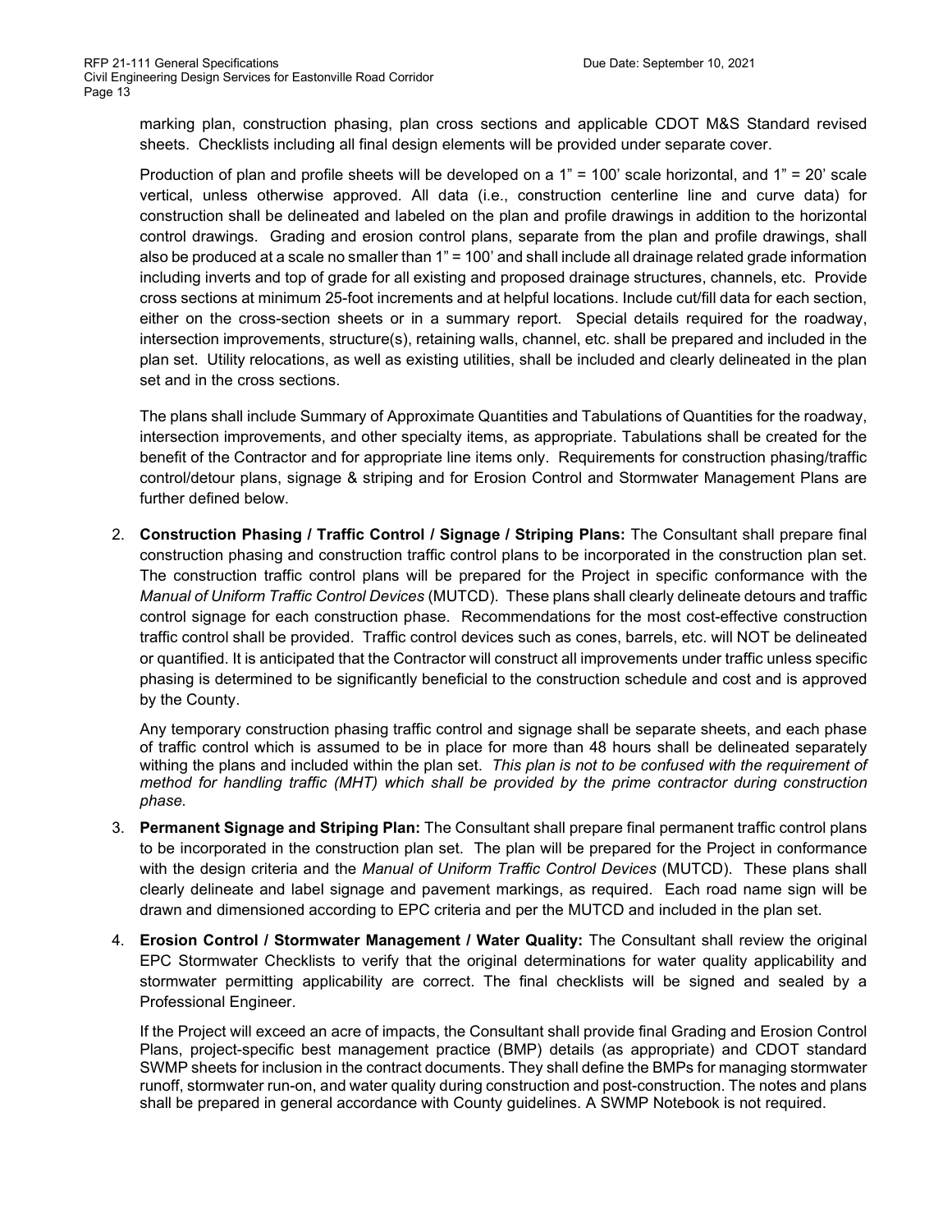marking plan, construction phasing, plan cross sections and applicable CDOT M&S Standard revised sheets. Checklists including all final design elements will be provided under separate cover.

Production of plan and profile sheets will be developed on a 1" = 100' scale horizontal, and 1" = 20' scale vertical, unless otherwise approved. All data (i.e., construction centerline line and curve data) for construction shall be delineated and labeled on the plan and profile drawings in addition to the horizontal control drawings. Grading and erosion control plans, separate from the plan and profile drawings, shall also be produced at a scale no smaller than 1" = 100' and shall include all drainage related grade information including inverts and top of grade for all existing and proposed drainage structures, channels, etc. Provide cross sections at minimum 25-foot increments and at helpful locations. Include cut/fill data for each section, either on the cross-section sheets or in a summary report. Special details required for the roadway, intersection improvements, structure(s), retaining walls, channel, etc. shall be prepared and included in the plan set. Utility relocations, as well as existing utilities, shall be included and clearly delineated in the plan set and in the cross sections.

The plans shall include Summary of Approximate Quantities and Tabulations of Quantities for the roadway, intersection improvements, and other specialty items, as appropriate. Tabulations shall be created for the benefit of the Contractor and for appropriate line items only. Requirements for construction phasing/traffic control/detour plans, signage & striping and for Erosion Control and Stormwater Management Plans are further defined below.

2. **Construction Phasing / Traffic Control / Signage / Striping Plans:** The Consultant shall prepare final construction phasing and construction traffic control plans to be incorporated in the construction plan set. The construction traffic control plans will be prepared for the Project in specific conformance with the *Manual of Uniform Traffic Control Devices* (MUTCD). These plans shall clearly delineate detours and traffic control signage for each construction phase. Recommendations for the most cost-effective construction traffic control shall be provided. Traffic control devices such as cones, barrels, etc. will NOT be delineated or quantified. It is anticipated that the Contractor will construct all improvements under traffic unless specific phasing is determined to be significantly beneficial to the construction schedule and cost and is approved by the County.

   Any temporary construction phasing traffic control and signage shall be separate sheets, and each phase of traffic control which is assumed to be in place for more than 48 hours shall be delineated separately withing the plans and included within the plan set. *This plan is not to be confused with the requirement of method for handling traffic (MHT) which shall be provided by the prime contractor during construction phase.*

3. **Permanent Signage and Striping Plan:** The Consultant shall prepare final permanent traffic control plans to be incorporated in the construction plan set. The plan will be prepared for the Project in conformance with the design criteria and the *Manual of Uniform Traffic Control Devices* (MUTCD). These plans shall clearly delineate and label signage and pavement markings, as required. Each road name sign will be drawn and dimensioned according to EPC criteria and per the MUTCD and included in the plan set.

4. **Erosion Control / Stormwater Management / Water Quality:** The Consultant shall review the original EPC Stormwater Checklists to verify that the original determinations for water quality applicability and stormwater permitting applicability are correct. The final checklists will be signed and sealed by a Professional Engineer.

   If the Project will exceed an acre of impacts, the Consultant shall provide final Grading and Erosion Control Plans, project-specific best management practice (BMP) details (as appropriate) and CDOT standard SWMP sheets for inclusion in the contract documents. They shall define the BMPs for managing stormwater runoff, stormwater run-on, and water quality during construction and post-construction. The notes and plans shall be prepared in general accordance with County guidelines. A SWMP Notebook is not required.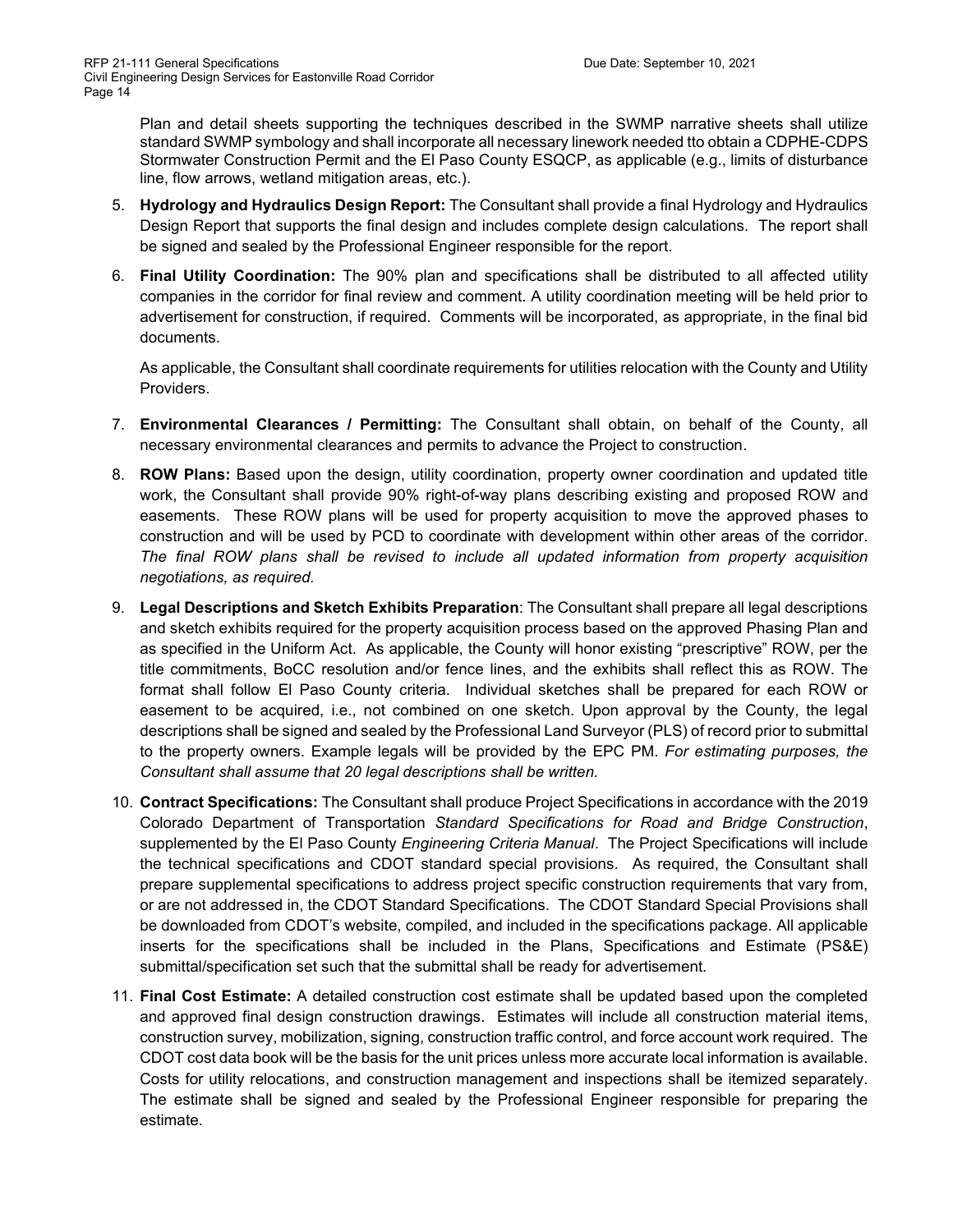Plan and detail sheets supporting the techniques described in the SWMP narrative sheets shall utilize standard SWMP symbology and shall incorporate all necessary linework needed tto obtain a CDPHE-CDPS Stormwater Construction Permit and the El Paso County ESQCP, as applicable (e.g., limits of disturbance line, flow arrows, wetland mitigation areas, etc.).

5. **Hydrology and Hydraulics Design Report:** The Consultant shall provide a final Hydrology and Hydraulics Design Report that supports the final design and includes complete design calculations. The report shall be signed and sealed by the Professional Engineer responsible for the report.

6. **Final Utility Coordination:** The 90% plan and specifications shall be distributed to all affected utility companies in the corridor for final review and comment. A utility coordination meeting will be held prior to advertisement for construction, if required. Comments will be incorporated, as appropriate, in the final bid documents.

   As applicable, the Consultant shall coordinate requirements for utilities relocation with the County and Utility Providers.

7. **Environmental Clearances / Permitting:** The Consultant shall obtain, on behalf of the County, all necessary environmental clearances and permits to advance the Project to construction.

8. **ROW Plans:** Based upon the design, utility coordination, property owner coordination and updated title work, the Consultant shall provide 90% right-of-way plans describing existing and proposed ROW and easements. These ROW plans will be used for property acquisition to move the approved phases to construction and will be used by PCD to coordinate with development within other areas of the corridor. *The final ROW plans shall be revised to include all updated information from property acquisition negotiations, as required.*

9. **Legal Descriptions and Sketch Exhibits Preparation**: The Consultant shall prepare all legal descriptions and sketch exhibits required for the property acquisition process based on the approved Phasing Plan and as specified in the Uniform Act. As applicable, the County will honor existing "prescriptive" ROW, per the title commitments, BoCC resolution and/or fence lines, and the exhibits shall reflect this as ROW. The format shall follow El Paso County criteria. Individual sketches shall be prepared for each ROW or easement to be acquired, i.e., not combined on one sketch. Upon approval by the County, the legal descriptions shall be signed and sealed by the Professional Land Surveyor (PLS) of record prior to submittal to the property owners. Example legals will be provided by the EPC PM. *For estimating purposes, the Consultant shall assume that 20 legal descriptions shall be written.*

10. **Contract Specifications:** The Consultant shall produce Project Specifications in accordance with the 2019 Colorado Department of Transportation *Standard Specifications for Road and Bridge Construction*, supplemented by the El Paso County *Engineering Criteria Manual*. The Project Specifications will include the technical specifications and CDOT standard special provisions. As required, the Consultant shall prepare supplemental specifications to address project specific construction requirements that vary from, or are not addressed in, the CDOT Standard Specifications. The CDOT Standard Special Provisions shall be downloaded from CDOT's website, compiled, and included in the specifications package. All applicable inserts for the specifications shall be included in the Plans, Specifications and Estimate (PS&E) submittal/specification set such that the submittal shall be ready for advertisement.

11. **Final Cost Estimate:** A detailed construction cost estimate shall be updated based upon the completed and approved final design construction drawings. Estimates will include all construction material items, construction survey, mobilization, signing, construction traffic control, and force account work required. The CDOT cost data book will be the basis for the unit prices unless more accurate local information is available. Costs for utility relocations, and construction management and inspections shall be itemized separately. The estimate shall be signed and sealed by the Professional Engineer responsible for preparing the estimate.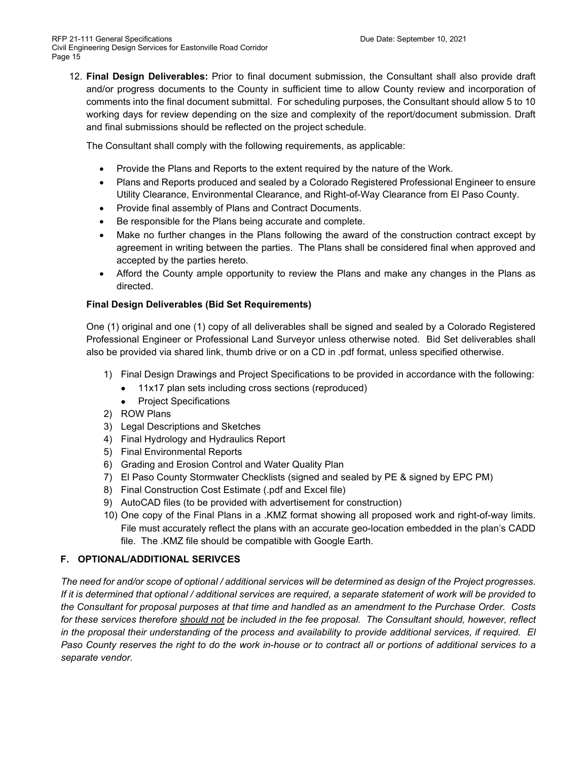12. **Final Design Deliverables:** Prior to final document submission, the Consultant shall also provide draft and/or progress documents to the County in sufficient time to allow County review and incorporation of comments into the final document submittal. For scheduling purposes, the Consultant should allow 5 to 10 working days for review depending on the size and complexity of the report/document submission. Draft and final submissions should be reflected on the project schedule.

    The Consultant shall comply with the following requirements, as applicable:

    - Provide the Plans and Reports to the extent required by the nature of the Work.
    - Plans and Reports produced and sealed by a Colorado Registered Professional Engineer to ensure Utility Clearance, Environmental Clearance, and Right-of-Way Clearance from El Paso County.
    - Provide final assembly of Plans and Contract Documents.
    - Be responsible for the Plans being accurate and complete.
    - Make no further changes in the Plans following the award of the construction contract except by agreement in writing between the parties. The Plans shall be considered final when approved and accepted by the parties hereto.
    - Afford the County ample opportunity to review the Plans and make any changes in the Plans as directed.

    **Final Design Deliverables (Bid Set Requirements)**

    One (1) original and one (1) copy of all deliverables shall be signed and sealed by a Colorado Registered Professional Engineer or Professional Land Surveyor unless otherwise noted. Bid Set deliverables shall also be provided via shared link, thumb drive or on a CD in .pdf format, unless specified otherwise.

    1) Final Design Drawings and Project Specifications to be provided in accordance with the following:
        - 11x17 plan sets including cross sections (reproduced)
        - Project Specifications
    2) ROW Plans
    3) Legal Descriptions and Sketches
    4) Final Hydrology and Hydraulics Report
    5) Final Environmental Reports
    6) Grading and Erosion Control and Water Quality Plan
    7) El Paso County Stormwater Checklists (signed and sealed by PE & signed by EPC PM)
    8) Final Construction Cost Estimate (.pdf and Excel file)
    9) AutoCAD files (to be provided with advertisement for construction)
    10) One copy of the Final Plans in a .KMZ format showing all proposed work and right-of-way limits. File must accurately reflect the plans with an accurate geo-location embedded in the plan's CADD file. The .KMZ file should be compatible with Google Earth.

### F. OPTIONAL/ADDITIONAL SERIVCES

*The need for and/or scope of optional / additional services will be determined as design of the Project progresses. If it is determined that optional / additional services are required, a separate statement of work will be provided to the Consultant for proposal purposes at that time and handled as an amendment to the Purchase Order. Costs for these services therefore should not be included in the fee proposal. The Consultant should, however, reflect in the proposal their understanding of the process and availability to provide additional services, if required. El Paso County reserves the right to do the work in-house or to contract all or portions of additional services to a separate vendor.*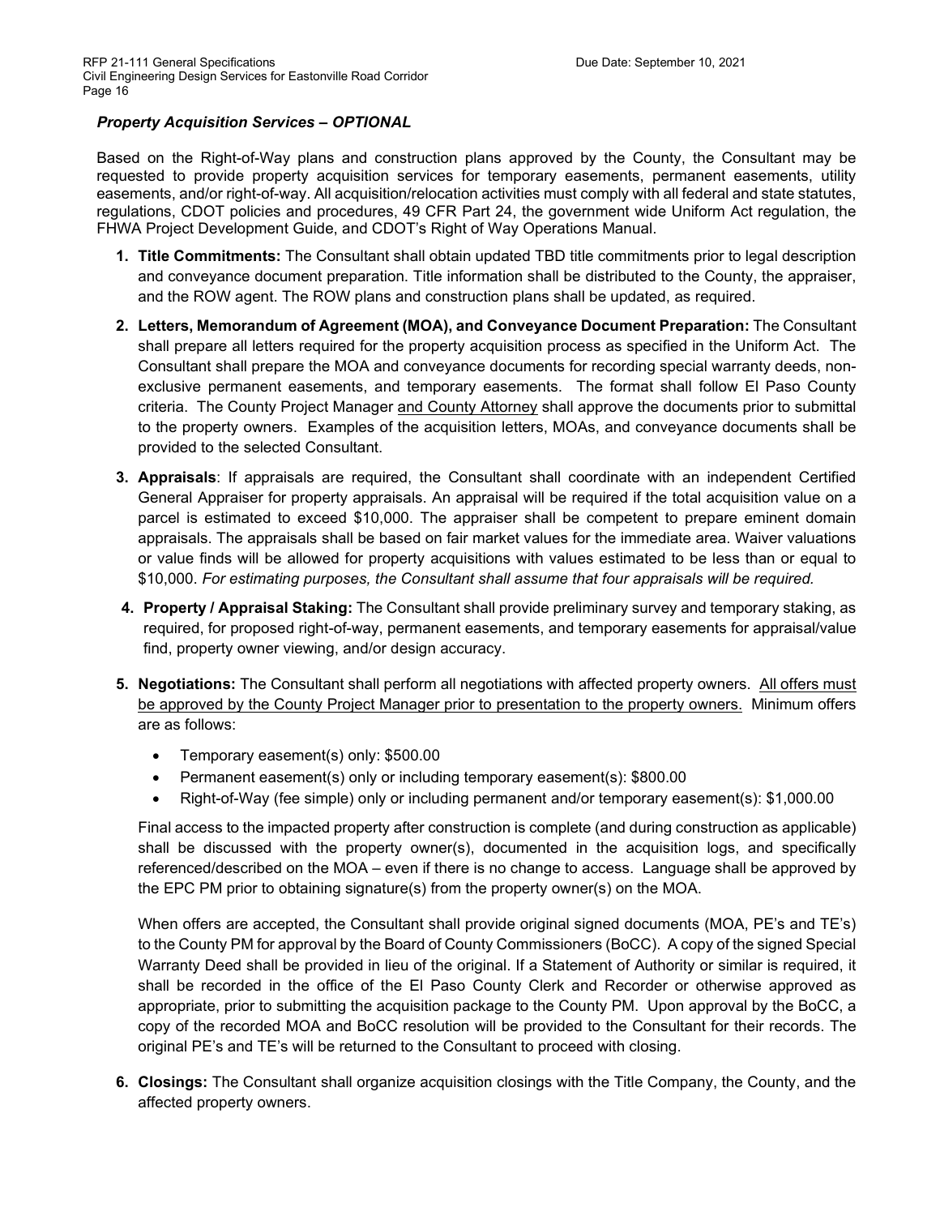***Property Acquisition Services – OPTIONAL***

Based on the Right-of-Way plans and construction plans approved by the County, the Consultant may be requested to provide property acquisition services for temporary easements, permanent easements, utility easements, and/or right-of-way. All acquisition/relocation activities must comply with all federal and state statutes, regulations, CDOT policies and procedures, 49 CFR Part 24, the government wide Uniform Act regulation, the FHWA Project Development Guide, and CDOT's Right of Way Operations Manual.

1. **Title Commitments:** The Consultant shall obtain updated TBD title commitments prior to legal description and conveyance document preparation. Title information shall be distributed to the County, the appraiser, and the ROW agent. The ROW plans and construction plans shall be updated, as required.
2. **Letters, Memorandum of Agreement (MOA), and Conveyance Document Preparation:** The Consultant shall prepare all letters required for the property acquisition process as specified in the Uniform Act. The Consultant shall prepare the MOA and conveyance documents for recording special warranty deeds, non-exclusive permanent easements, and temporary easements. The format shall follow El Paso County criteria. The County Project Manager <u>and County Attorney</u> shall approve the documents prior to submittal to the property owners. Examples of the acquisition letters, MOAs, and conveyance documents shall be provided to the selected Consultant.
3. **Appraisals**: If appraisals are required, the Consultant shall coordinate with an independent Certified General Appraiser for property appraisals. An appraisal will be required if the total acquisition value on a parcel is estimated to exceed $10,000. The appraiser shall be competent to prepare eminent domain appraisals. The appraisals shall be based on fair market values for the immediate area. Waiver valuations or value finds will be allowed for property acquisitions with values estimated to be less than or equal to $10,000. *For estimating purposes, the Consultant shall assume that four appraisals will be required.*
4. **Property / Appraisal Staking:** The Consultant shall provide preliminary survey and temporary staking, as required, for proposed right-of-way, permanent easements, and temporary easements for appraisal/value find, property owner viewing, and/or design accuracy.
5. **Negotiations:** The Consultant shall perform all negotiations with affected property owners. <u>All offers must be approved by the County Project Manager prior to presentation to the property owners.</u> Minimum offers are as follows:

   - Temporary easement(s) only: $500.00
   - Permanent easement(s) only or including temporary easement(s): $800.00
   - Right-of-Way (fee simple) only or including permanent and/or temporary easement(s): $1,000.00

   Final access to the impacted property after construction is complete (and during construction as applicable) shall be discussed with the property owner(s), documented in the acquisition logs, and specifically referenced/described on the MOA – even if there is no change to access. Language shall be approved by the EPC PM prior to obtaining signature(s) from the property owner(s) on the MOA.

   When offers are accepted, the Consultant shall provide original signed documents (MOA, PE's and TE's) to the County PM for approval by the Board of County Commissioners (BoCC). A copy of the signed Special Warranty Deed shall be provided in lieu of the original. If a Statement of Authority or similar is required, it shall be recorded in the office of the El Paso County Clerk and Recorder or otherwise approved as appropriate, prior to submitting the acquisition package to the County PM. Upon approval by the BoCC, a copy of the recorded MOA and BoCC resolution will be provided to the Consultant for their records. The original PE's and TE's will be returned to the Consultant to proceed with closing.
6. **Closings:** The Consultant shall organize acquisition closings with the Title Company, the County, and the affected property owners.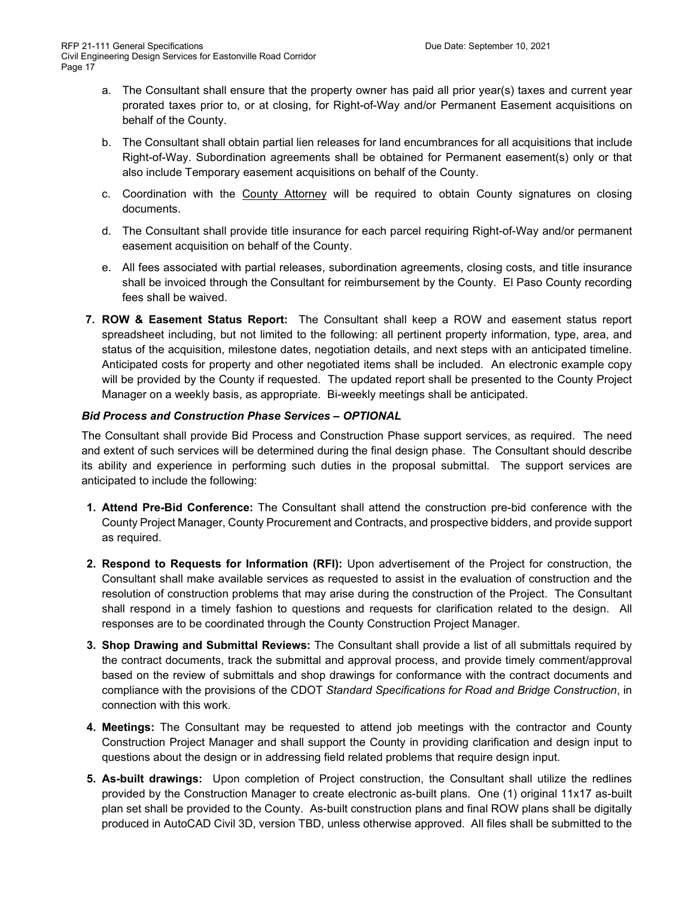a. The Consultant shall ensure that the property owner has paid all prior year(s) taxes and current year prorated taxes prior to, or at closing, for Right-of-Way and/or Permanent Easement acquisitions on behalf of the County.

b. The Consultant shall obtain partial lien releases for land encumbrances for all acquisitions that include Right-of-Way. Subordination agreements shall be obtained for Permanent easement(s) only or that also include Temporary easement acquisitions on behalf of the County.

c. Coordination with the County Attorney will be required to obtain County signatures on closing documents.

d. The Consultant shall provide title insurance for each parcel requiring Right-of-Way and/or permanent easement acquisition on behalf of the County.

e. All fees associated with partial releases, subordination agreements, closing costs, and title insurance shall be invoiced through the Consultant for reimbursement by the County. El Paso County recording fees shall be waived.

7. **ROW & Easement Status Report:** The Consultant shall keep a ROW and easement status report spreadsheet including, but not limited to the following: all pertinent property information, type, area, and status of the acquisition, milestone dates, negotiation details, and next steps with an anticipated timeline. Anticipated costs for property and other negotiated items shall be included. An electronic example copy will be provided by the County if requested. The updated report shall be presented to the County Project Manager on a weekly basis, as appropriate. Bi-weekly meetings shall be anticipated.

***Bid Process and Construction Phase Services – OPTIONAL***

The Consultant shall provide Bid Process and Construction Phase support services, as required. The need and extent of such services will be determined during the final design phase. The Consultant should describe its ability and experience in performing such duties in the proposal submittal. The support services are anticipated to include the following:

1. **Attend Pre-Bid Conference:** The Consultant shall attend the construction pre-bid conference with the County Project Manager, County Procurement and Contracts, and prospective bidders, and provide support as required.

2. **Respond to Requests for Information (RFI):** Upon advertisement of the Project for construction, the Consultant shall make available services as requested to assist in the evaluation of construction and the resolution of construction problems that may arise during the construction of the Project. The Consultant shall respond in a timely fashion to questions and requests for clarification related to the design. All responses are to be coordinated through the County Construction Project Manager.

3. **Shop Drawing and Submittal Reviews:** The Consultant shall provide a list of all submittals required by the contract documents, track the submittal and approval process, and provide timely comment/approval based on the review of submittals and shop drawings for conformance with the contract documents and compliance with the provisions of the CDOT *Standard Specifications for Road and Bridge Construction*, in connection with this work.

4. **Meetings:** The Consultant may be requested to attend job meetings with the contractor and County Construction Project Manager and shall support the County in providing clarification and design input to questions about the design or in addressing field related problems that require design input.

5. **As-built drawings:** Upon completion of Project construction, the Consultant shall utilize the redlines provided by the Construction Manager to create electronic as-built plans. One (1) original 11x17 as-built plan set shall be provided to the County. As-built construction plans and final ROW plans shall be digitally produced in AutoCAD Civil 3D, version TBD, unless otherwise approved. All files shall be submitted to the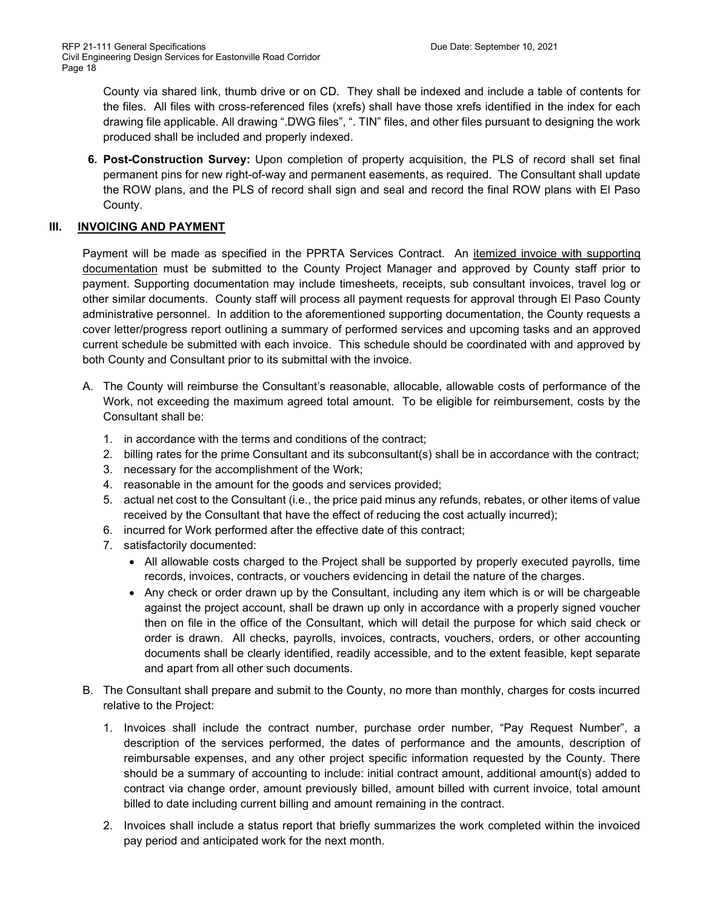County via shared link, thumb drive or on CD. They shall be indexed and include a table of contents for the files. All files with cross-referenced files (xrefs) shall have those xrefs identified in the index for each drawing file applicable. All drawing ".DWG files", ". TIN" files, and other files pursuant to designing the work produced shall be included and properly indexed.

6. **Post-Construction Survey:** Upon completion of property acquisition, the PLS of record shall set final permanent pins for new right-of-way and permanent easements, as required. The Consultant shall update the ROW plans, and the PLS of record shall sign and seal and record the final ROW plans with El Paso County.

## III. INVOICING AND PAYMENT

Payment will be made as specified in the PPRTA Services Contract. An itemized invoice with supporting documentation must be submitted to the County Project Manager and approved by County staff prior to payment. Supporting documentation may include timesheets, receipts, sub consultant invoices, travel log or other similar documents. County staff will process all payment requests for approval through El Paso County administrative personnel. In addition to the aforementioned supporting documentation, the County requests a cover letter/progress report outlining a summary of performed services and upcoming tasks and an approved current schedule be submitted with each invoice. This schedule should be coordinated with and approved by both County and Consultant prior to its submittal with the invoice.

A. The County will reimburse the Consultant's reasonable, allocable, allowable costs of performance of the Work, not exceeding the maximum agreed total amount. To be eligible for reimbursement, costs by the Consultant shall be:

   1. in accordance with the terms and conditions of the contract;
   2. billing rates for the prime Consultant and its subconsultant(s) shall be in accordance with the contract;
   3. necessary for the accomplishment of the Work;
   4. reasonable in the amount for the goods and services provided;
   5. actual net cost to the Consultant (i.e., the price paid minus any refunds, rebates, or other items of value received by the Consultant that have the effect of reducing the cost actually incurred);
   6. incurred for Work performed after the effective date of this contract;
   7. satisfactorily documented:
      - All allowable costs charged to the Project shall be supported by properly executed payrolls, time records, invoices, contracts, or vouchers evidencing in detail the nature of the charges.
      - Any check or order drawn up by the Consultant, including any item which is or will be chargeable against the project account, shall be drawn up only in accordance with a properly signed voucher then on file in the office of the Consultant, which will detail the purpose for which said check or order is drawn. All checks, payrolls, invoices, contracts, vouchers, orders, or other accounting documents shall be clearly identified, readily accessible, and to the extent feasible, kept separate and apart from all other such documents.

B. The Consultant shall prepare and submit to the County, no more than monthly, charges for costs incurred relative to the Project:

   1. Invoices shall include the contract number, purchase order number, "Pay Request Number", a description of the services performed, the dates of performance and the amounts, description of reimbursable expenses, and any other project specific information requested by the County. There should be a summary of accounting to include: initial contract amount, additional amount(s) added to contract via change order, amount previously billed, amount billed with current invoice, total amount billed to date including current billing and amount remaining in the contract.

   2. Invoices shall include a status report that briefly summarizes the work completed within the invoiced pay period and anticipated work for the next month.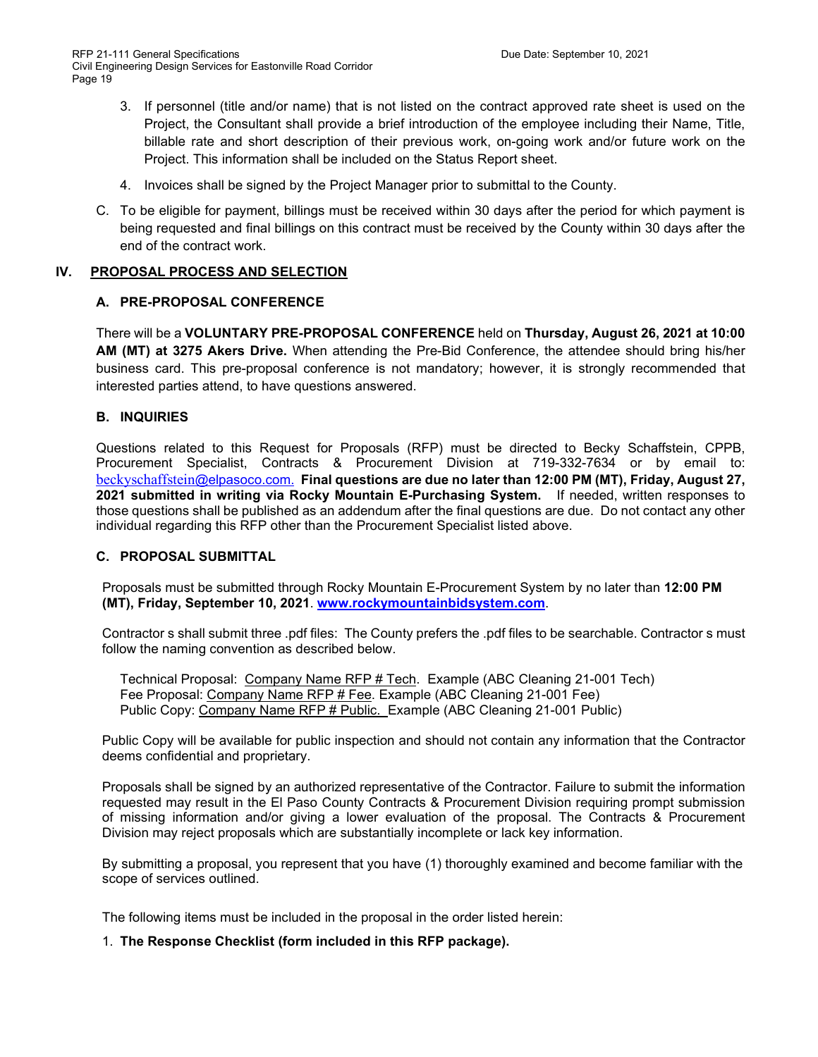3. If personnel (title and/or name) that is not listed on the contract approved rate sheet is used on the Project, the Consultant shall provide a brief introduction of the employee including their Name, Title, billable rate and short description of their previous work, on-going work and/or future work on the Project. This information shall be included on the Status Report sheet.

4. Invoices shall be signed by the Project Manager prior to submittal to the County.

C. To be eligible for payment, billings must be received within 30 days after the period for which payment is being requested and final billings on this contract must be received by the County within 30 days after the end of the contract work.

## IV. PROPOSAL PROCESS AND SELECTION

### A. PRE-PROPOSAL CONFERENCE

There will be a **VOLUNTARY PRE-PROPOSAL CONFERENCE** held on **Thursday, August 26, 2021 at 10:00 AM (MT) at 3275 Akers Drive.** When attending the Pre-Bid Conference, the attendee should bring his/her business card. This pre-proposal conference is not mandatory; however, it is strongly recommended that interested parties attend, to have questions answered.

### B. INQUIRIES

Questions related to this Request for Proposals (RFP) must be directed to Becky Schaffstein, CPPB, Procurement Specialist, Contracts & Procurement Division at 719-332-7634 or by email to: beckyschaffstein@elpasoco.com. **Final questions are due no later than 12:00 PM (MT), Friday, August 27, 2021 submitted in writing via Rocky Mountain E-Purchasing System.** If needed, written responses to those questions shall be published as an addendum after the final questions are due. Do not contact any other individual regarding this RFP other than the Procurement Specialist listed above.

### C. PROPOSAL SUBMITTAL

Proposals must be submitted through Rocky Mountain E-Procurement System by no later than **12:00 PM (MT), Friday, September 10, 2021**. **www.rockymountainbidsystem.com**.

Contractor s shall submit three .pdf files: The County prefers the .pdf files to be searchable. Contractor s must follow the naming convention as described below.

Technical Proposal: Company Name RFP # Tech. Example (ABC Cleaning 21-001 Tech)
Fee Proposal: Company Name RFP # Fee. Example (ABC Cleaning 21-001 Fee)
Public Copy: Company Name RFP # Public. Example (ABC Cleaning 21-001 Public)

Public Copy will be available for public inspection and should not contain any information that the Contractor deems confidential and proprietary.

Proposals shall be signed by an authorized representative of the Contractor. Failure to submit the information requested may result in the El Paso County Contracts & Procurement Division requiring prompt submission of missing information and/or giving a lower evaluation of the proposal. The Contracts & Procurement Division may reject proposals which are substantially incomplete or lack key information.

By submitting a proposal, you represent that you have (1) thoroughly examined and become familiar with the scope of services outlined.

The following items must be included in the proposal in the order listed herein:

1. **The Response Checklist (form included in this RFP package).**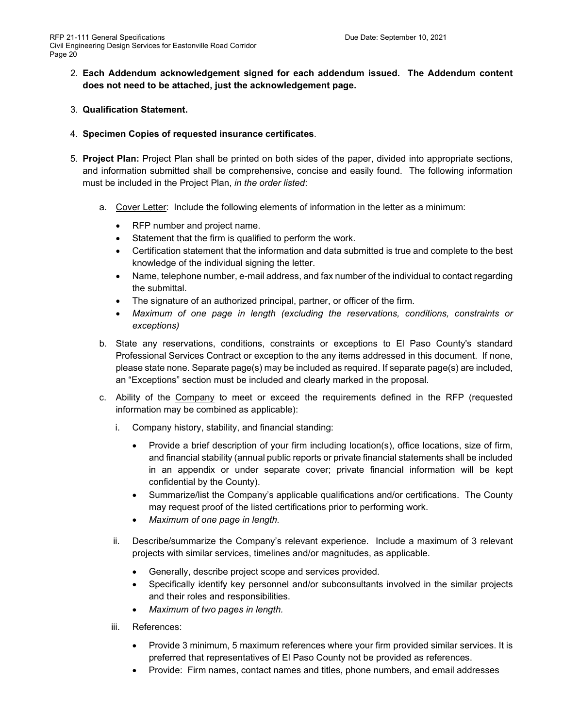2. **Each Addendum acknowledgement signed for each addendum issued. The Addendum content does not need to be attached, just the acknowledgement page.**

3. **Qualification Statement.**

4. **Specimen Copies of requested insurance certificates**.

5. **Project Plan:** Project Plan shall be printed on both sides of the paper, divided into appropriate sections, and information submitted shall be comprehensive, concise and easily found. The following information must be included in the Project Plan, *in the order listed*:

   a. <u>Cover Letter</u>: Include the following elements of information in the letter as a minimum:

      - RFP number and project name.
      - Statement that the firm is qualified to perform the work.
      - Certification statement that the information and data submitted is true and complete to the best knowledge of the individual signing the letter.
      - Name, telephone number, e-mail address, and fax number of the individual to contact regarding the submittal.
      - The signature of an authorized principal, partner, or officer of the firm.
      - *Maximum of one page in length (excluding the reservations, conditions, constraints or exceptions)*

   b. State any reservations, conditions, constraints or exceptions to El Paso County's standard Professional Services Contract or exception to the any items addressed in this document. If none, please state none. Separate page(s) may be included as required. If separate page(s) are included, an "Exceptions" section must be included and clearly marked in the proposal.

   c. Ability of the <u>Company</u> to meet or exceed the requirements defined in the RFP (requested information may be combined as applicable):

      i. Company history, stability, and financial standing:

         - Provide a brief description of your firm including location(s), office locations, size of firm, and financial stability (annual public reports or private financial statements shall be included in an appendix or under separate cover; private financial information will be kept confidential by the County).
         - Summarize/list the Company's applicable qualifications and/or certifications. The County may request proof of the listed certifications prior to performing work.
         - *Maximum of one page in length.*

      ii. Describe/summarize the Company's relevant experience. Include a maximum of 3 relevant projects with similar services, timelines and/or magnitudes, as applicable.

         - Generally, describe project scope and services provided.
         - Specifically identify key personnel and/or subconsultants involved in the similar projects and their roles and responsibilities.
         - *Maximum of two pages in length.*

      iii. References:

         - Provide 3 minimum, 5 maximum references where your firm provided similar services. It is preferred that representatives of El Paso County not be provided as references.
         - Provide: Firm names, contact names and titles, phone numbers, and email addresses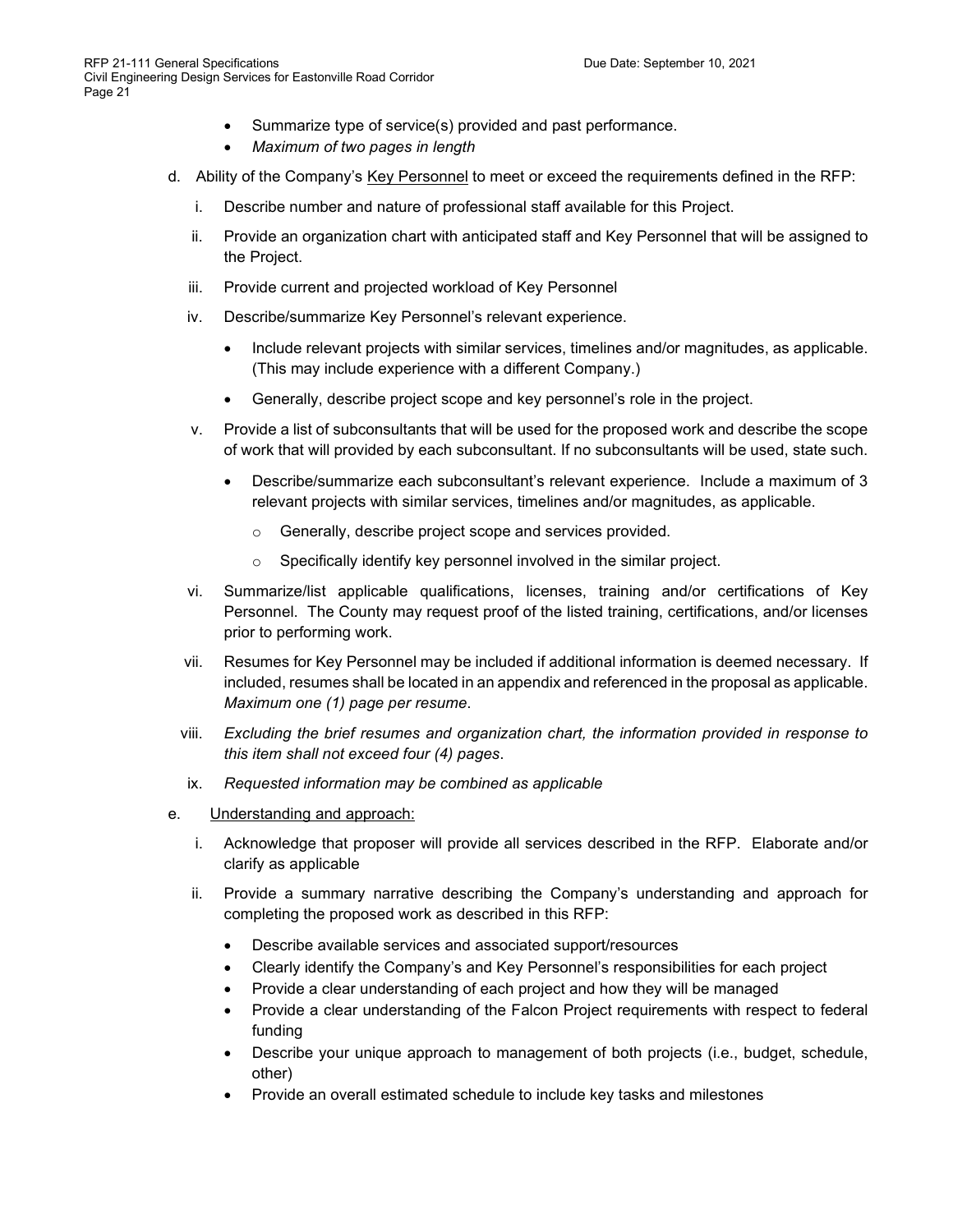- Summarize type of service(s) provided and past performance.
- *Maximum of two pages in length*

d. Ability of the Company's <u>Key Personnel</u> to meet or exceed the requirements defined in the RFP:

  i. Describe number and nature of professional staff available for this Project.

  ii. Provide an organization chart with anticipated staff and Key Personnel that will be assigned to the Project.

  iii. Provide current and projected workload of Key Personnel

  iv. Describe/summarize Key Personnel's relevant experience.

  - Include relevant projects with similar services, timelines and/or magnitudes, as applicable. (This may include experience with a different Company.)
  - Generally, describe project scope and key personnel's role in the project.

  v. Provide a list of subconsultants that will be used for the proposed work and describe the scope of work that will provided by each subconsultant. If no subconsultants will be used, state such.

  - Describe/summarize each subconsultant's relevant experience. Include a maximum of 3 relevant projects with similar services, timelines and/or magnitudes, as applicable.
    - Generally, describe project scope and services provided.
    - Specifically identify key personnel involved in the similar project.

  vi. Summarize/list applicable qualifications, licenses, training and/or certifications of Key Personnel. The County may request proof of the listed training, certifications, and/or licenses prior to performing work.

  vii. Resumes for Key Personnel may be included if additional information is deemed necessary. If included, resumes shall be located in an appendix and referenced in the proposal as applicable. *Maximum one (1) page per resume*.

  viii. *Excluding the brief resumes and organization chart, the information provided in response to this item shall not exceed four (4) pages*.

  ix. *Requested information may be combined as applicable*

e. <u>Understanding and approach:</u>

  i. Acknowledge that proposer will provide all services described in the RFP. Elaborate and/or clarify as applicable

  ii. Provide a summary narrative describing the Company's understanding and approach for completing the proposed work as described in this RFP:

  - Describe available services and associated support/resources
  - Clearly identify the Company's and Key Personnel's responsibilities for each project
  - Provide a clear understanding of each project and how they will be managed
  - Provide a clear understanding of the Falcon Project requirements with respect to federal funding
  - Describe your unique approach to management of both projects (i.e., budget, schedule, other)
  - Provide an overall estimated schedule to include key tasks and milestones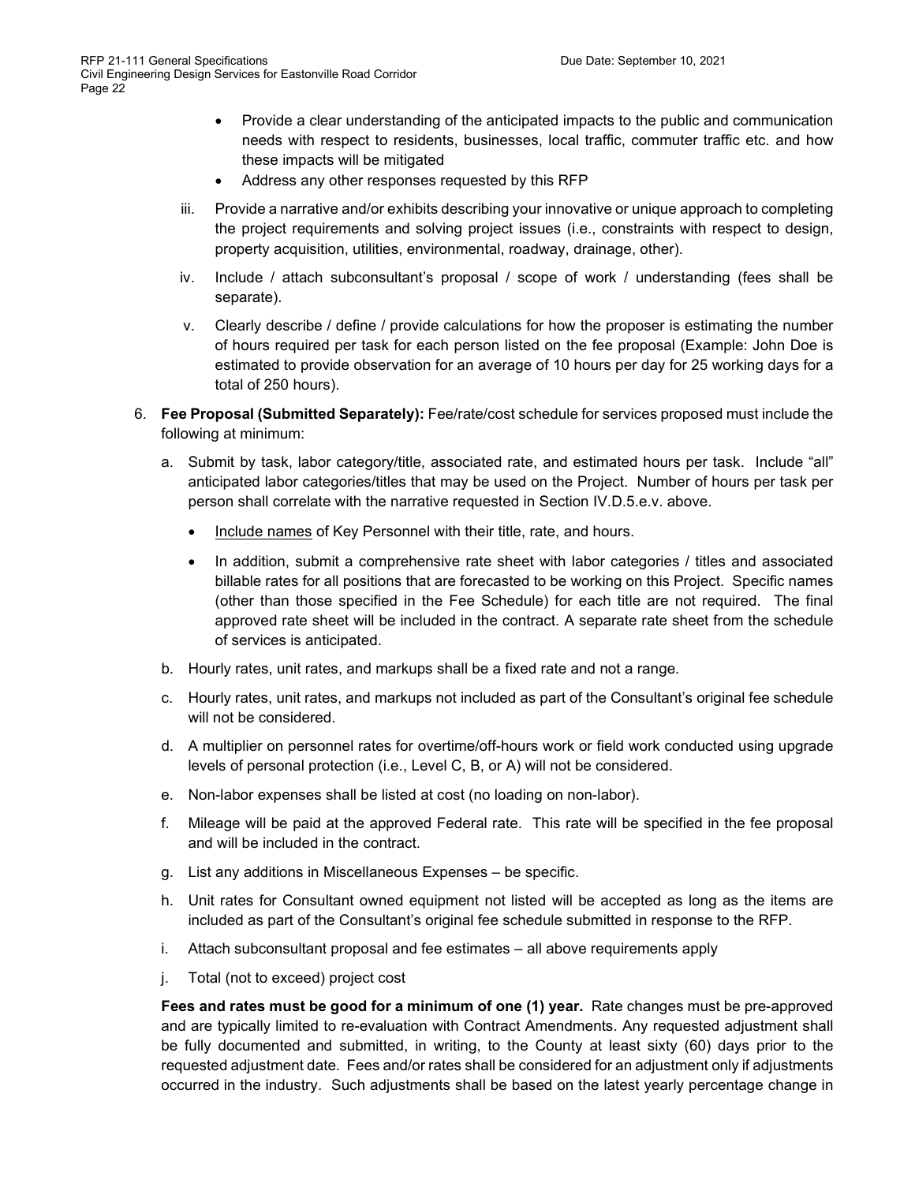- Provide a clear understanding of the anticipated impacts to the public and communication needs with respect to residents, businesses, local traffic, commuter traffic etc. and how these impacts will be mitigated
- Address any other responses requested by this RFP

iii. Provide a narrative and/or exhibits describing your innovative or unique approach to completing the project requirements and solving project issues (i.e., constraints with respect to design, property acquisition, utilities, environmental, roadway, drainage, other).

iv. Include / attach subconsultant's proposal / scope of work / understanding (fees shall be separate).

v. Clearly describe / define / provide calculations for how the proposer is estimating the number of hours required per task for each person listed on the fee proposal (Example: John Doe is estimated to provide observation for an average of 10 hours per day for 25 working days for a total of 250 hours).

6. **Fee Proposal (Submitted Separately):** Fee/rate/cost schedule for services proposed must include the following at minimum:

   a. Submit by task, labor category/title, associated rate, and estimated hours per task. Include "all" anticipated labor categories/titles that may be used on the Project. Number of hours per task per person shall correlate with the narrative requested in Section IV.D.5.e.v. above.

      - Include names of Key Personnel with their title, rate, and hours.
      - In addition, submit a comprehensive rate sheet with labor categories / titles and associated billable rates for all positions that are forecasted to be working on this Project. Specific names (other than those specified in the Fee Schedule) for each title are not required. The final approved rate sheet will be included in the contract. A separate rate sheet from the schedule of services is anticipated.

   b. Hourly rates, unit rates, and markups shall be a fixed rate and not a range.

   c. Hourly rates, unit rates, and markups not included as part of the Consultant's original fee schedule will not be considered.

   d. A multiplier on personnel rates for overtime/off-hours work or field work conducted using upgrade levels of personal protection (i.e., Level C, B, or A) will not be considered.

   e. Non-labor expenses shall be listed at cost (no loading on non-labor).

   f. Mileage will be paid at the approved Federal rate. This rate will be specified in the fee proposal and will be included in the contract.

   g. List any additions in Miscellaneous Expenses – be specific.

   h. Unit rates for Consultant owned equipment not listed will be accepted as long as the items are included as part of the Consultant's original fee schedule submitted in response to the RFP.

   i. Attach subconsultant proposal and fee estimates – all above requirements apply

   j. Total (not to exceed) project cost

   **Fees and rates must be good for a minimum of one (1) year.** Rate changes must be pre-approved and are typically limited to re-evaluation with Contract Amendments. Any requested adjustment shall be fully documented and submitted, in writing, to the County at least sixty (60) days prior to the requested adjustment date. Fees and/or rates shall be considered for an adjustment only if adjustments occurred in the industry. Such adjustments shall be based on the latest yearly percentage change in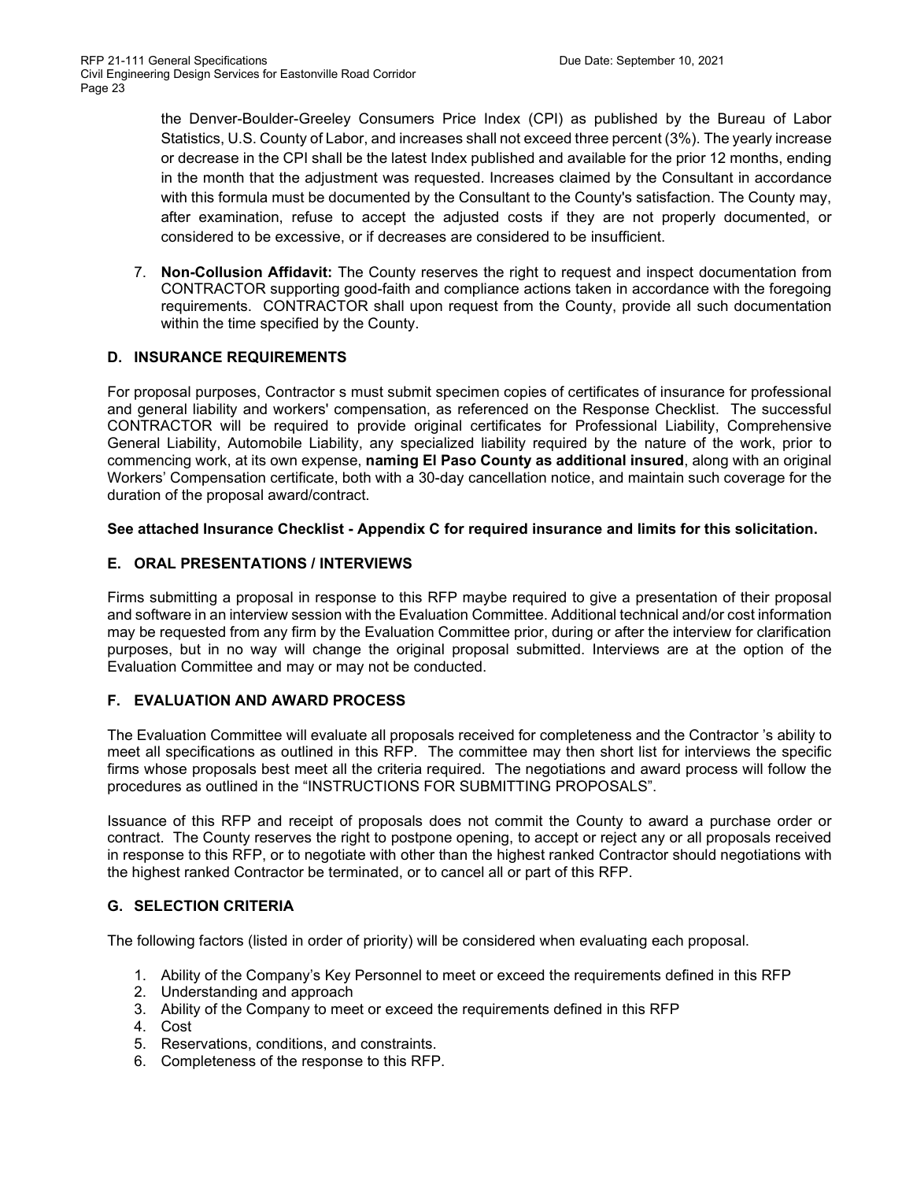the Denver-Boulder-Greeley Consumers Price Index (CPI) as published by the Bureau of Labor Statistics, U.S. County of Labor, and increases shall not exceed three percent (3%). The yearly increase or decrease in the CPI shall be the latest Index published and available for the prior 12 months, ending in the month that the adjustment was requested. Increases claimed by the Consultant in accordance with this formula must be documented by the Consultant to the County's satisfaction. The County may, after examination, refuse to accept the adjusted costs if they are not properly documented, or considered to be excessive, or if decreases are considered to be insufficient.

7. **Non-Collusion Affidavit:** The County reserves the right to request and inspect documentation from CONTRACTOR supporting good-faith and compliance actions taken in accordance with the foregoing requirements. CONTRACTOR shall upon request from the County, provide all such documentation within the time specified by the County.

### D. INSURANCE REQUIREMENTS

For proposal purposes, Contractor s must submit specimen copies of certificates of insurance for professional and general liability and workers' compensation, as referenced on the Response Checklist. The successful CONTRACTOR will be required to provide original certificates for Professional Liability, Comprehensive General Liability, Automobile Liability, any specialized liability required by the nature of the work, prior to commencing work, at its own expense, **naming El Paso County as additional insured**, along with an original Workers' Compensation certificate, both with a 30-day cancellation notice, and maintain such coverage for the duration of the proposal award/contract.

**See attached Insurance Checklist - Appendix C for required insurance and limits for this solicitation.**

### E. ORAL PRESENTATIONS / INTERVIEWS

Firms submitting a proposal in response to this RFP maybe required to give a presentation of their proposal and software in an interview session with the Evaluation Committee. Additional technical and/or cost information may be requested from any firm by the Evaluation Committee prior, during or after the interview for clarification purposes, but in no way will change the original proposal submitted. Interviews are at the option of the Evaluation Committee and may or may not be conducted.

### F. EVALUATION AND AWARD PROCESS

The Evaluation Committee will evaluate all proposals received for completeness and the Contractor 's ability to meet all specifications as outlined in this RFP. The committee may then short list for interviews the specific firms whose proposals best meet all the criteria required. The negotiations and award process will follow the procedures as outlined in the "INSTRUCTIONS FOR SUBMITTING PROPOSALS".

Issuance of this RFP and receipt of proposals does not commit the County to award a purchase order or contract. The County reserves the right to postpone opening, to accept or reject any or all proposals received in response to this RFP, or to negotiate with other than the highest ranked Contractor should negotiations with the highest ranked Contractor be terminated, or to cancel all or part of this RFP.

### G. SELECTION CRITERIA

The following factors (listed in order of priority) will be considered when evaluating each proposal.

1. Ability of the Company's Key Personnel to meet or exceed the requirements defined in this RFP
2. Understanding and approach
3. Ability of the Company to meet or exceed the requirements defined in this RFP
4. Cost
5. Reservations, conditions, and constraints.
6. Completeness of the response to this RFP.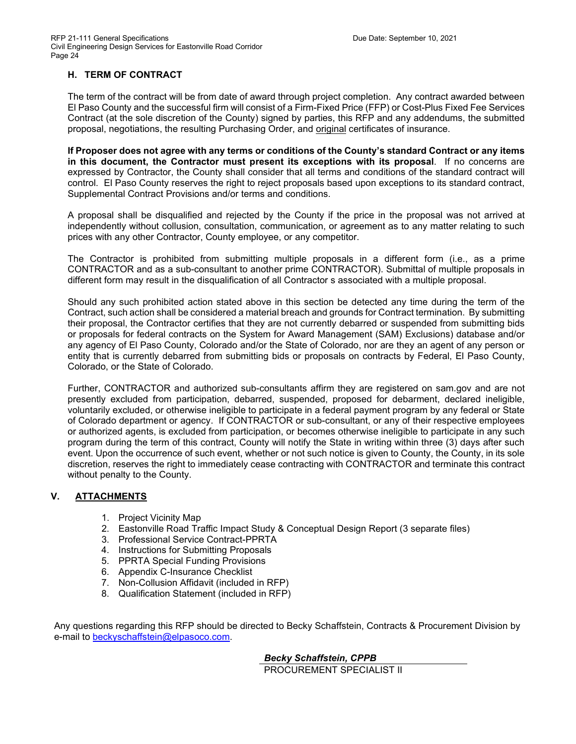### H. TERM OF CONTRACT

The term of the contract will be from date of award through project completion. Any contract awarded between El Paso County and the successful firm will consist of a Firm-Fixed Price (FFP) or Cost-Plus Fixed Fee Services Contract (at the sole discretion of the County) signed by parties, this RFP and any addendums, the submitted proposal, negotiations, the resulting Purchasing Order, and original certificates of insurance.

**If Proposer does not agree with any terms or conditions of the County's standard Contract or any items in this document, the Contractor must present its exceptions with its proposal**. If no concerns are expressed by Contractor, the County shall consider that all terms and conditions of the standard contract will control. El Paso County reserves the right to reject proposals based upon exceptions to its standard contract, Supplemental Contract Provisions and/or terms and conditions.

A proposal shall be disqualified and rejected by the County if the price in the proposal was not arrived at independently without collusion, consultation, communication, or agreement as to any matter relating to such prices with any other Contractor, County employee, or any competitor.

The Contractor is prohibited from submitting multiple proposals in a different form (i.e., as a prime CONTRACTOR and as a sub-consultant to another prime CONTRACTOR). Submittal of multiple proposals in different form may result in the disqualification of all Contractor s associated with a multiple proposal.

Should any such prohibited action stated above in this section be detected any time during the term of the Contract, such action shall be considered a material breach and grounds for Contract termination. By submitting their proposal, the Contractor certifies that they are not currently debarred or suspended from submitting bids or proposals for federal contracts on the System for Award Management (SAM) Exclusions) database and/or any agency of El Paso County, Colorado and/or the State of Colorado, nor are they an agent of any person or entity that is currently debarred from submitting bids or proposals on contracts by Federal, El Paso County, Colorado, or the State of Colorado.

Further, CONTRACTOR and authorized sub-consultants affirm they are registered on sam.gov and are not presently excluded from participation, debarred, suspended, proposed for debarment, declared ineligible, voluntarily excluded, or otherwise ineligible to participate in a federal payment program by any federal or State of Colorado department or agency. If CONTRACTOR or sub-consultant, or any of their respective employees or authorized agents, is excluded from participation, or becomes otherwise ineligible to participate in any such program during the term of this contract, County will notify the State in writing within three (3) days after such event. Upon the occurrence of such event, whether or not such notice is given to County, the County, in its sole discretion, reserves the right to immediately cease contracting with CONTRACTOR and terminate this contract without penalty to the County.

## V. ATTACHMENTS

1. Project Vicinity Map
2. Eastonville Road Traffic Impact Study & Conceptual Design Report (3 separate files)
3. Professional Service Contract-PPRTA
4. Instructions for Submitting Proposals
5. PPRTA Special Funding Provisions
6. Appendix C-Insurance Checklist
7. Non-Collusion Affidavit (included in RFP)
8. Qualification Statement (included in RFP)

Any questions regarding this RFP should be directed to Becky Schaffstein, Contracts & Procurement Division by e-mail to beckyschaffstein@elpasoco.com.

***Becky Schaffstein, CPPB***
PROCUREMENT SPECIALIST II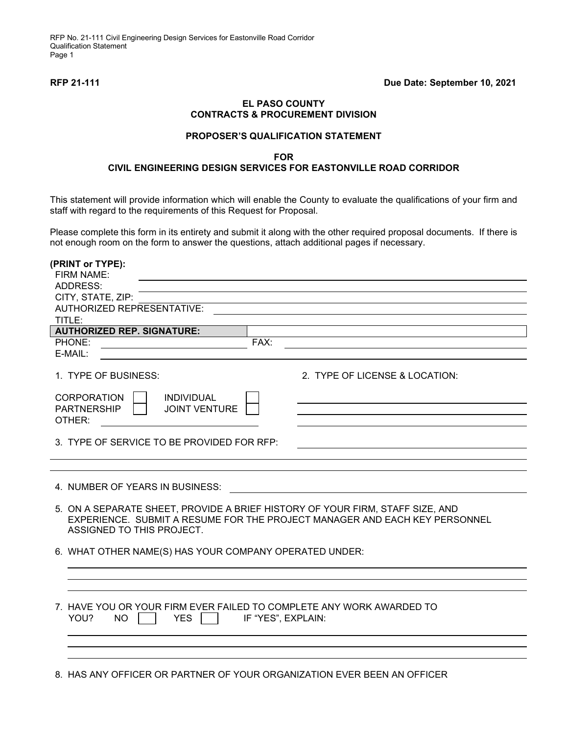**RFP 21-111** **Due Date: September 10, 2021**

**EL PASO COUNTY**
**CONTRACTS & PROCUREMENT DIVISION**

**PROPOSER'S QUALIFICATION STATEMENT**

**FOR**
**CIVIL ENGINEERING DESIGN SERVICES FOR EASTONVILLE ROAD CORRIDOR**

This statement will provide information which will enable the County to evaluate the qualifications of your firm and staff with regard to the requirements of this Request for Proposal.

Please complete this form in its entirety and submit it along with the other required proposal documents. If there is not enough room on the form to answer the questions, attach additional pages if necessary.

**(PRINT or TYPE):**

FIRM NAME: ______________________________

ADDRESS: ______________________________

CITY, STATE, ZIP: ______________________________

AUTHORIZED REPRESENTATIVE: ______________________________

TITLE: ______________________________

**AUTHORIZED REP. SIGNATURE:** ______________________________

PHONE: ______________________ FAX: ______________________

E-MAIL: ______________________________

1. TYPE OF BUSINESS:

   CORPORATION ☐ INDIVIDUAL ☐
   PARTNERSHIP ☐ JOINT VENTURE ☐
   OTHER: ______________________

2. TYPE OF LICENSE & LOCATION: ______________________________

3. TYPE OF SERVICE TO BE PROVIDED FOR RFP: ______________________________

4. NUMBER OF YEARS IN BUSINESS: ______________________________

5. ON A SEPARATE SHEET, PROVIDE A BRIEF HISTORY OF YOUR FIRM, STAFF SIZE, AND EXPERIENCE. SUBMIT A RESUME FOR THE PROJECT MANAGER AND EACH KEY PERSONNEL ASSIGNED TO THIS PROJECT.

6. WHAT OTHER NAME(S) HAS YOUR COMPANY OPERATED UNDER:

   ______________________________

7. HAVE YOU OR YOUR FIRM EVER FAILED TO COMPLETE ANY WORK AWARDED TO YOU? NO ☐ YES ☐ IF "YES", EXPLAIN:

   ______________________________

8. HAS ANY OFFICER OR PARTNER OF YOUR ORGANIZATION EVER BEEN AN OFFICER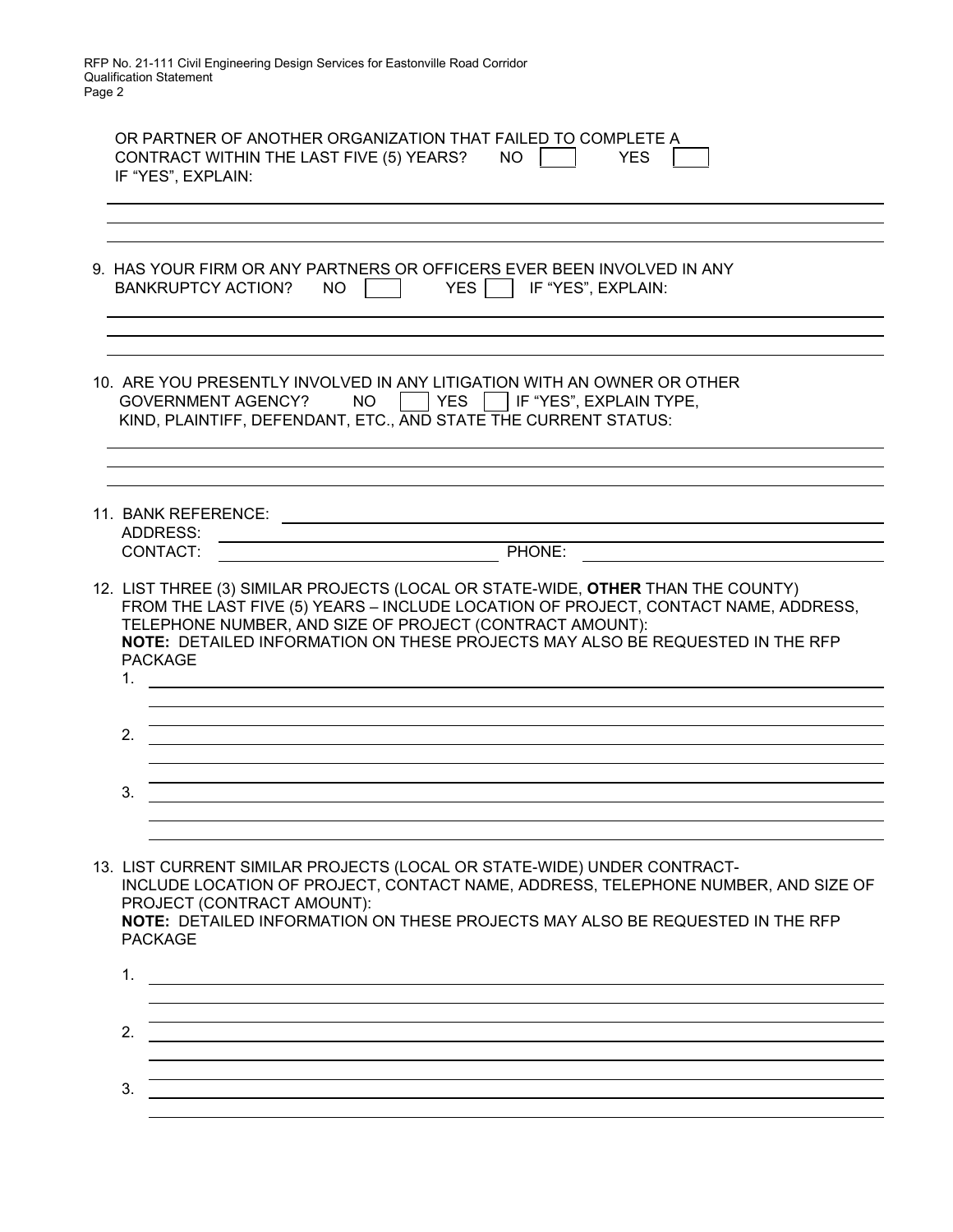OR PARTNER OF ANOTHER ORGANIZATION THAT FAILED TO COMPLETE A CONTRACT WITHIN THE LAST FIVE (5) YEARS? NO [ ] YES [ ]
IF "YES", EXPLAIN:

\_\_\_\_\_\_\_\_\_\_\_\_\_\_\_\_\_\_\_\_\_\_\_\_\_\_\_\_\_\_\_\_\_\_\_\_\_\_\_\_\_\_\_\_\_\_\_\_\_\_\_\_\_\_\_\_\_\_\_\_\_\_\_\_\_\_\_\_\_\_\_\_\_\_\_\_\_\_

9. HAS YOUR FIRM OR ANY PARTNERS OR OFFICERS EVER BEEN INVOLVED IN ANY BANKRUPTCY ACTION? NO [ ] YES [ ] IF "YES", EXPLAIN:

\_\_\_\_\_\_\_\_\_\_\_\_\_\_\_\_\_\_\_\_\_\_\_\_\_\_\_\_\_\_\_\_\_\_\_\_\_\_\_\_\_\_\_\_\_\_\_\_\_\_\_\_\_\_\_\_\_\_\_\_\_\_\_\_\_\_\_\_\_\_\_\_\_\_\_\_\_\_

10. ARE YOU PRESENTLY INVOLVED IN ANY LITIGATION WITH AN OWNER OR OTHER GOVERNMENT AGENCY? NO [ ] YES [ ] IF "YES", EXPLAIN TYPE, KIND, PLAINTIFF, DEFENDANT, ETC., AND STATE THE CURRENT STATUS:

\_\_\_\_\_\_\_\_\_\_\_\_\_\_\_\_\_\_\_\_\_\_\_\_\_\_\_\_\_\_\_\_\_\_\_\_\_\_\_\_\_\_\_\_\_\_\_\_\_\_\_\_\_\_\_\_\_\_\_\_\_\_\_\_\_\_\_\_\_\_\_\_\_\_\_\_\_\_

11. BANK REFERENCE: \_\_\_\_\_\_\_\_\_\_\_\_\_\_\_\_\_\_\_\_\_\_\_\_\_\_\_\_\_\_\_\_\_\_\_\_\_\_\_\_\_\_\_\_\_\_
    ADDRESS: \_\_\_\_\_\_\_\_\_\_\_\_\_\_\_\_\_\_\_\_\_\_\_\_\_\_\_\_\_\_\_\_\_\_\_\_\_\_\_\_\_\_\_\_\_\_
    CONTACT: \_\_\_\_\_\_\_\_\_\_\_\_\_\_\_\_\_\_\_\_\_\_\_\_ PHONE: \_\_\_\_\_\_\_\_\_\_\_\_\_\_\_\_\_\_\_\_\_\_\_\_

12. LIST THREE (3) SIMILAR PROJECTS (LOCAL OR STATE-WIDE, **OTHER** THAN THE COUNTY) FROM THE LAST FIVE (5) YEARS – INCLUDE LOCATION OF PROJECT, CONTACT NAME, ADDRESS, TELEPHONE NUMBER, AND SIZE OF PROJECT (CONTRACT AMOUNT):
    **NOTE:** DETAILED INFORMATION ON THESE PROJECTS MAY ALSO BE REQUESTED IN THE RFP PACKAGE

    1. \_\_\_\_\_\_\_\_\_\_\_\_\_\_\_\_\_\_\_\_\_\_\_\_\_\_\_\_\_\_\_\_\_\_\_\_\_\_\_\_\_\_\_\_\_\_\_\_\_\_\_\_\_\_\_\_\_\_\_\_\_\_\_\_\_\_\_\_\_\_\_\_
    2. \_\_\_\_\_\_\_\_\_\_\_\_\_\_\_\_\_\_\_\_\_\_\_\_\_\_\_\_\_\_\_\_\_\_\_\_\_\_\_\_\_\_\_\_\_\_\_\_\_\_\_\_\_\_\_\_\_\_\_\_\_\_\_\_\_\_\_\_\_\_\_\_
    3. \_\_\_\_\_\_\_\_\_\_\_\_\_\_\_\_\_\_\_\_\_\_\_\_\_\_\_\_\_\_\_\_\_\_\_\_\_\_\_\_\_\_\_\_\_\_\_\_\_\_\_\_\_\_\_\_\_\_\_\_\_\_\_\_\_\_\_\_\_\_\_\_

13. LIST CURRENT SIMILAR PROJECTS (LOCAL OR STATE-WIDE) UNDER CONTRACT- INCLUDE LOCATION OF PROJECT, CONTACT NAME, ADDRESS, TELEPHONE NUMBER, AND SIZE OF PROJECT (CONTRACT AMOUNT):
    **NOTE:** DETAILED INFORMATION ON THESE PROJECTS MAY ALSO BE REQUESTED IN THE RFP PACKAGE

    1. \_\_\_\_\_\_\_\_\_\_\_\_\_\_\_\_\_\_\_\_\_\_\_\_\_\_\_\_\_\_\_\_\_\_\_\_\_\_\_\_\_\_\_\_\_\_\_\_\_\_\_\_\_\_\_\_\_\_\_\_\_\_\_\_\_\_\_\_\_\_\_\_
    2. \_\_\_\_\_\_\_\_\_\_\_\_\_\_\_\_\_\_\_\_\_\_\_\_\_\_\_\_\_\_\_\_\_\_\_\_\_\_\_\_\_\_\_\_\_\_\_\_\_\_\_\_\_\_\_\_\_\_\_\_\_\_\_\_\_\_\_\_\_\_\_\_
    3. \_\_\_\_\_\_\_\_\_\_\_\_\_\_\_\_\_\_\_\_\_\_\_\_\_\_\_\_\_\_\_\_\_\_\_\_\_\_\_\_\_\_\_\_\_\_\_\_\_\_\_\_\_\_\_\_\_\_\_\_\_\_\_\_\_\_\_\_\_\_\_\_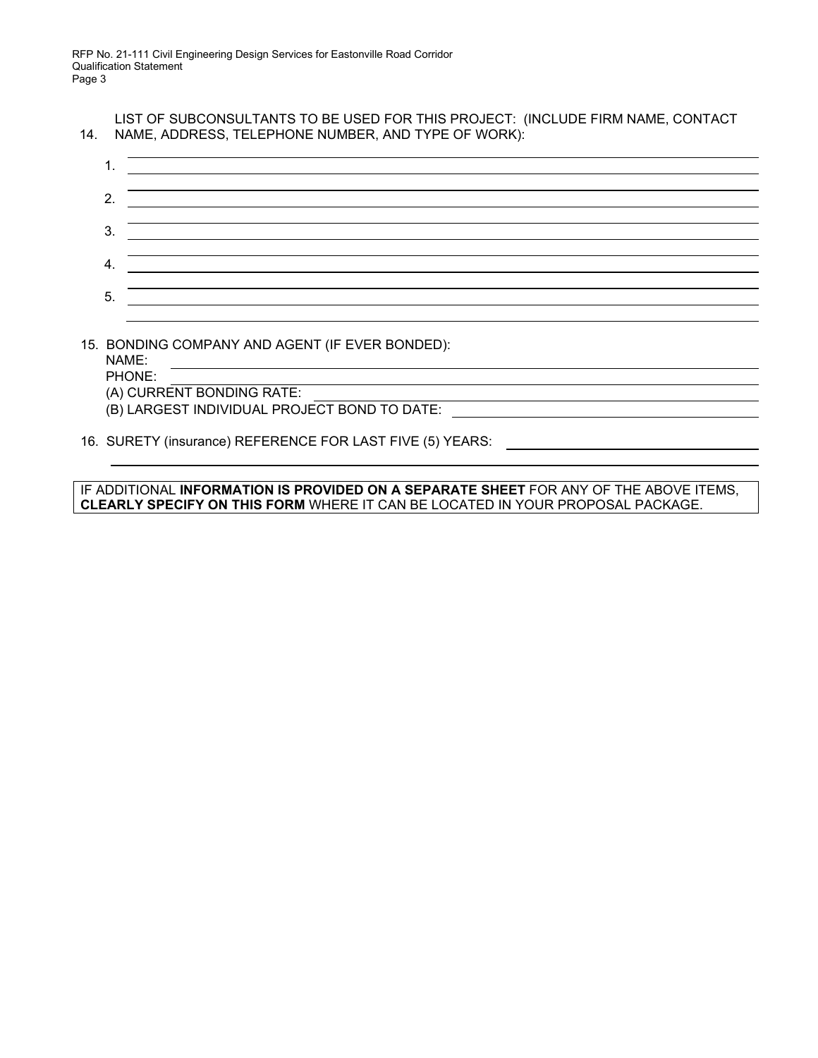14. LIST OF SUBCONSULTANTS TO BE USED FOR THIS PROJECT: (INCLUDE FIRM NAME, CONTACT NAME, ADDRESS, TELEPHONE NUMBER, AND TYPE OF WORK):

1. ______________________________________________

2. ______________________________________________

3. ______________________________________________

4. ______________________________________________

5. ______________________________________________

15. BONDING COMPANY AND AGENT (IF EVER BONDED):

NAME: ______________________________________________

PHONE: ______________________________________________

(A) CURRENT BONDING RATE: ______________________________________________

(B) LARGEST INDIVIDUAL PROJECT BOND TO DATE: ______________________________________________

16. SURETY (insurance) REFERENCE FOR LAST FIVE (5) YEARS: ______________________________________________

______________________________________________

IF ADDITIONAL **INFORMATION IS PROVIDED ON A SEPARATE SHEET** FOR ANY OF THE ABOVE ITEMS, **CLEARLY SPECIFY ON THIS FORM** WHERE IT CAN BE LOCATED IN YOUR PROPOSAL PACKAGE.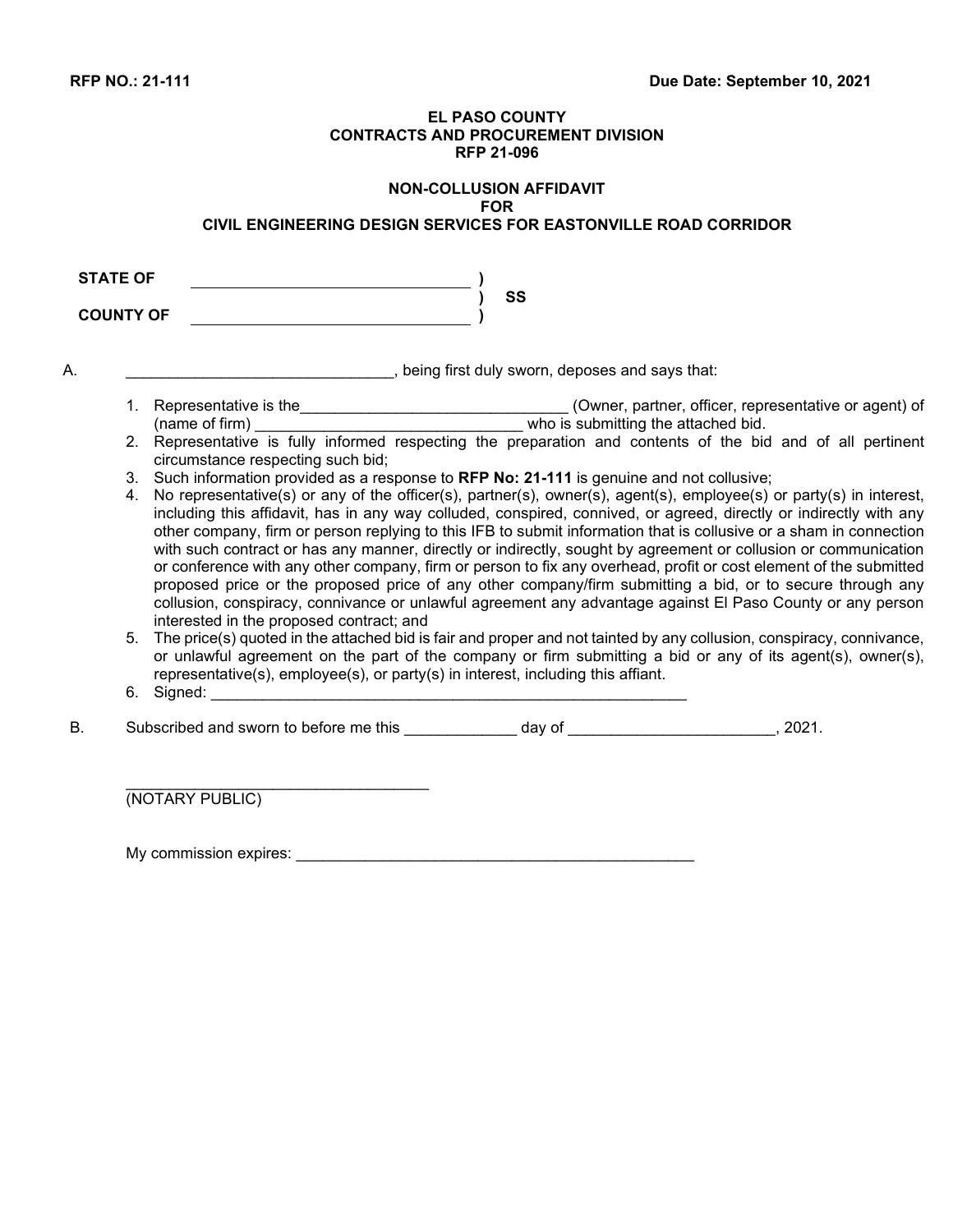**RFP NO.: 21-111** **Due Date: September 10, 2021**

**EL PASO COUNTY**
**CONTRACTS AND PROCUREMENT DIVISION**
**RFP 21-096**

**NON-COLLUSION AFFIDAVIT**
**FOR**
**CIVIL ENGINEERING DESIGN SERVICES FOR EASTONVILLE ROAD CORRIDOR**

**STATE OF** ______________________________ **)**
**)** **SS**
**COUNTY OF** ______________________________ **)**

A. ______________________________, being first duly sworn, deposes and says that:

1. Representative is the______________________________ (Owner, partner, officer, representative or agent) of (name of firm) ______________________________ who is submitting the attached bid.
2. Representative is fully informed respecting the preparation and contents of the bid and of all pertinent circumstance respecting such bid;
3. Such information provided as a response to **RFP No: 21-111** is genuine and not collusive;
4. No representative(s) or any of the officer(s), partner(s), owner(s), agent(s), employee(s) or party(s) in interest, including this affidavit, has in any way colluded, conspired, connived, or agreed, directly or indirectly with any other company, firm or person replying to this IFB to submit information that is collusive or a sham in connection with such contract or has any manner, directly or indirectly, sought by agreement or collusion or communication or conference with any other company, firm or person to fix any overhead, profit or cost element of the submitted proposed price or the proposed price of any other company/firm submitting a bid, or to secure through any collusion, conspiracy, connivance or unlawful agreement any advantage against El Paso County or any person interested in the proposed contract; and
5. The price(s) quoted in the attached bid is fair and proper and not tainted by any collusion, conspiracy, connivance, or unlawful agreement on the part of the company or firm submitting a bid or any of its agent(s), owner(s), representative(s), employee(s), or party(s) in interest, including this affiant.
6. Signed: ________________________________________________________

B. Subscribed and sworn to before me this _____________ day of ________________________, 2021.

___________________________________
(NOTARY PUBLIC)

My commission expires: _______________________________________________